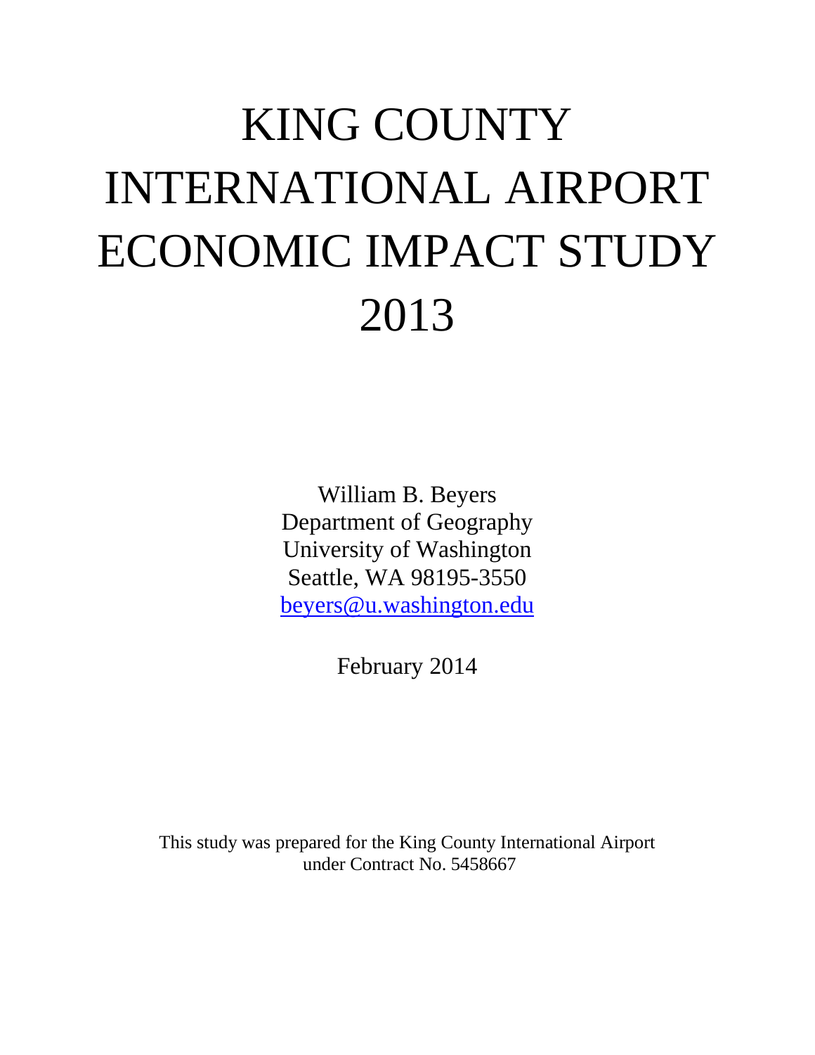# KING COUNTY INTERNATIONAL AIRPORT ECONOMIC IMPACT STUDY 2013

William B. Beyers
Department of Geography
University of Washington
Seattle, WA 98195-3550
beyers@u.washington.edu

February 2014

This study was prepared for the King County International Airport under Contract No. 5458667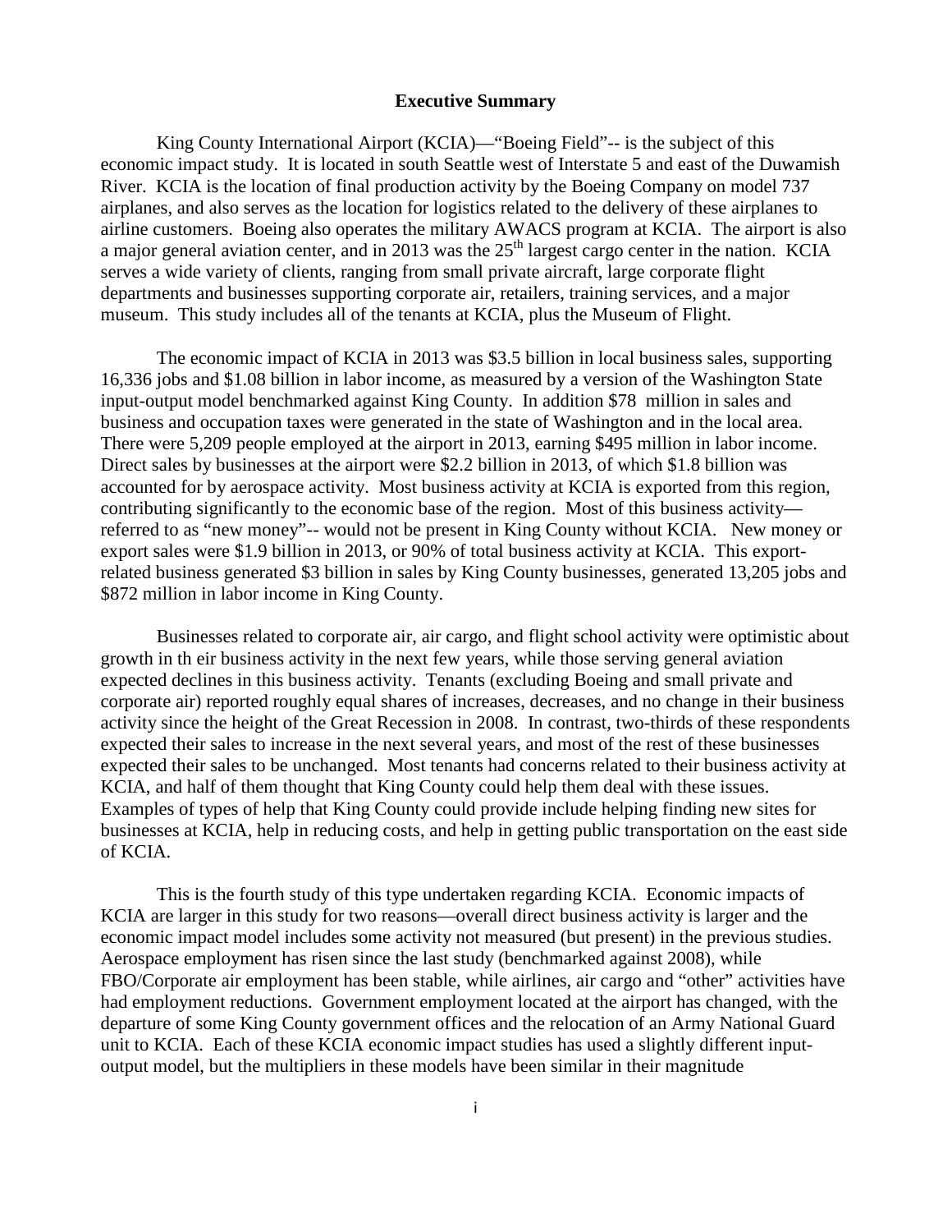## Executive Summary

King County International Airport (KCIA)—"Boeing Field"-- is the subject of this economic impact study. It is located in south Seattle west of Interstate 5 and east of the Duwamish River. KCIA is the location of final production activity by the Boeing Company on model 737 airplanes, and also serves as the location for logistics related to the delivery of these airplanes to airline customers. Boeing also operates the military AWACS program at KCIA. The airport is also a major general aviation center, and in 2013 was the 25th largest cargo center in the nation. KCIA serves a wide variety of clients, ranging from small private aircraft, large corporate flight departments and businesses supporting corporate air, retailers, training services, and a major museum. This study includes all of the tenants at KCIA, plus the Museum of Flight.

The economic impact of KCIA in 2013 was $3.5 billion in local business sales, supporting 16,336 jobs and $1.08 billion in labor income, as measured by a version of the Washington State input-output model benchmarked against King County. In addition $78 million in sales and business and occupation taxes were generated in the state of Washington and in the local area. There were 5,209 people employed at the airport in 2013, earning $495 million in labor income. Direct sales by businesses at the airport were $2.2 billion in 2013, of which $1.8 billion was accounted for by aerospace activity. Most business activity at KCIA is exported from this region, contributing significantly to the economic base of the region. Most of this business activity—referred to as "new money"-- would not be present in King County without KCIA. New money or export sales were $1.9 billion in 2013, or 90% of total business activity at KCIA. This export-related business generated $3 billion in sales by King County businesses, generated 13,205 jobs and $872 million in labor income in King County.

Businesses related to corporate air, air cargo, and flight school activity were optimistic about growth in th eir business activity in the next few years, while those serving general aviation expected declines in this business activity. Tenants (excluding Boeing and small private and corporate air) reported roughly equal shares of increases, decreases, and no change in their business activity since the height of the Great Recession in 2008. In contrast, two-thirds of these respondents expected their sales to increase in the next several years, and most of the rest of these businesses expected their sales to be unchanged. Most tenants had concerns related to their business activity at KCIA, and half of them thought that King County could help them deal with these issues. Examples of types of help that King County could provide include helping finding new sites for businesses at KCIA, help in reducing costs, and help in getting public transportation on the east side of KCIA.

This is the fourth study of this type undertaken regarding KCIA. Economic impacts of KCIA are larger in this study for two reasons—overall direct business activity is larger and the economic impact model includes some activity not measured (but present) in the previous studies. Aerospace employment has risen since the last study (benchmarked against 2008), while FBO/Corporate air employment has been stable, while airlines, air cargo and "other" activities have had employment reductions. Government employment located at the airport has changed, with the departure of some King County government offices and the relocation of an Army National Guard unit to KCIA. Each of these KCIA economic impact studies has used a slightly different input-output model, but the multipliers in these models have been similar in their magnitude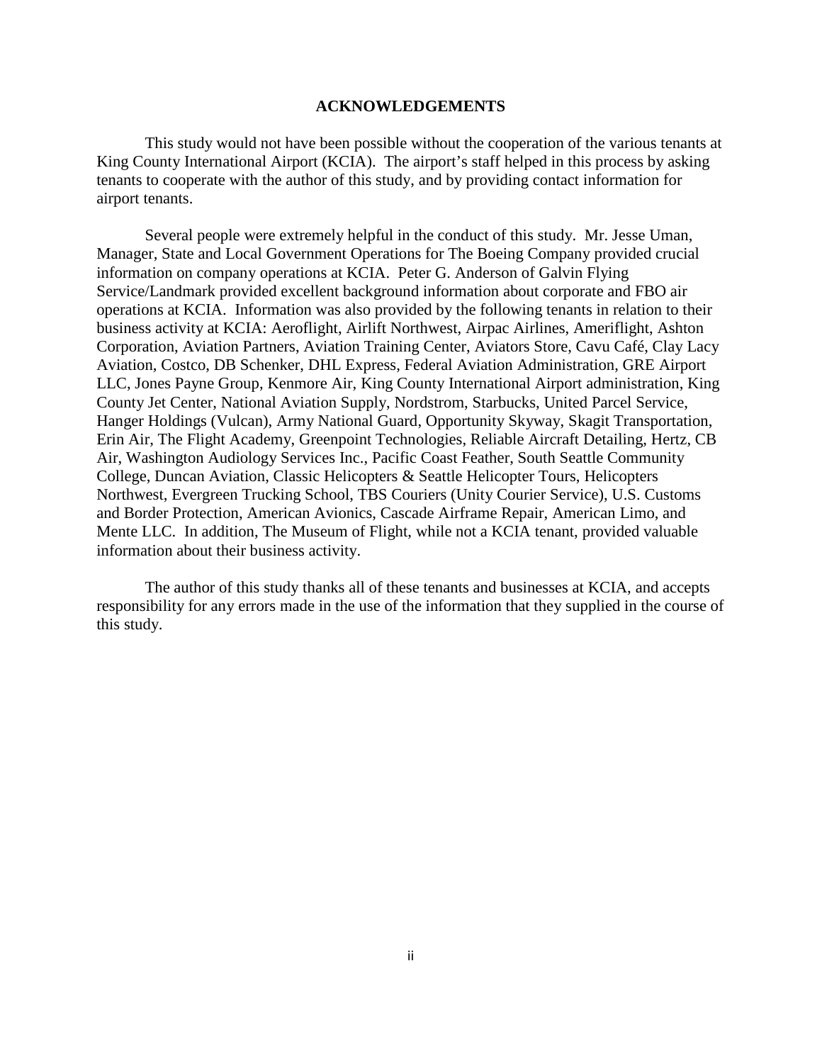## ACKNOWLEDGEMENTS

This study would not have been possible without the cooperation of the various tenants at King County International Airport (KCIA). The airport's staff helped in this process by asking tenants to cooperate with the author of this study, and by providing contact information for airport tenants.

Several people were extremely helpful in the conduct of this study. Mr. Jesse Uman, Manager, State and Local Government Operations for The Boeing Company provided crucial information on company operations at KCIA. Peter G. Anderson of Galvin Flying Service/Landmark provided excellent background information about corporate and FBO air operations at KCIA. Information was also provided by the following tenants in relation to their business activity at KCIA: Aeroflight, Airlift Northwest, Airpac Airlines, Ameriflight, Ashton Corporation, Aviation Partners, Aviation Training Center, Aviators Store, Cavu Café, Clay Lacy Aviation, Costco, DB Schenker, DHL Express, Federal Aviation Administration, GRE Airport LLC, Jones Payne Group, Kenmore Air, King County International Airport administration, King County Jet Center, National Aviation Supply, Nordstrom, Starbucks, United Parcel Service, Hanger Holdings (Vulcan), Army National Guard, Opportunity Skyway, Skagit Transportation, Erin Air, The Flight Academy, Greenpoint Technologies, Reliable Aircraft Detailing, Hertz, CB Air, Washington Audiology Services Inc., Pacific Coast Feather, South Seattle Community College, Duncan Aviation, Classic Helicopters & Seattle Helicopter Tours, Helicopters Northwest, Evergreen Trucking School, TBS Couriers (Unity Courier Service), U.S. Customs and Border Protection, American Avionics, Cascade Airframe Repair, American Limo, and Mente LLC. In addition, The Museum of Flight, while not a KCIA tenant, provided valuable information about their business activity.

The author of this study thanks all of these tenants and businesses at KCIA, and accepts responsibility for any errors made in the use of the information that they supplied in the course of this study.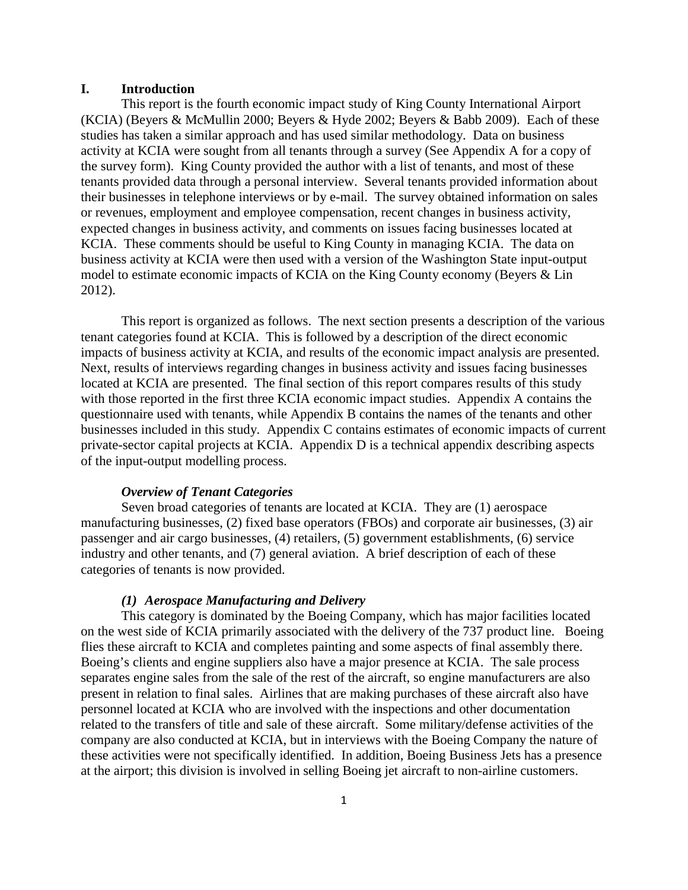# I. Introduction

This report is the fourth economic impact study of King County International Airport (KCIA) (Beyers & McMullin 2000; Beyers & Hyde 2002; Beyers & Babb 2009). Each of these studies has taken a similar approach and has used similar methodology. Data on business activity at KCIA were sought from all tenants through a survey (See Appendix A for a copy of the survey form). King County provided the author with a list of tenants, and most of these tenants provided data through a personal interview. Several tenants provided information about their businesses in telephone interviews or by e-mail. The survey obtained information on sales or revenues, employment and employee compensation, recent changes in business activity, expected changes in business activity, and comments on issues facing businesses located at KCIA. These comments should be useful to King County in managing KCIA. The data on business activity at KCIA were then used with a version of the Washington State input-output model to estimate economic impacts of KCIA on the King County economy (Beyers & Lin 2012).

This report is organized as follows. The next section presents a description of the various tenant categories found at KCIA. This is followed by a description of the direct economic impacts of business activity at KCIA, and results of the economic impact analysis are presented. Next, results of interviews regarding changes in business activity and issues facing businesses located at KCIA are presented. The final section of this report compares results of this study with those reported in the first three KCIA economic impact studies. Appendix A contains the questionnaire used with tenants, while Appendix B contains the names of the tenants and other businesses included in this study. Appendix C contains estimates of economic impacts of current private-sector capital projects at KCIA. Appendix D is a technical appendix describing aspects of the input-output modelling process.

### *Overview of Tenant Categories*

Seven broad categories of tenants are located at KCIA. They are (1) aerospace manufacturing businesses, (2) fixed base operators (FBOs) and corporate air businesses, (3) air passenger and air cargo businesses, (4) retailers, (5) government establishments, (6) service industry and other tenants, and (7) general aviation. A brief description of each of these categories of tenants is now provided.

#### *(1) Aerospace Manufacturing and Delivery*

This category is dominated by the Boeing Company, which has major facilities located on the west side of KCIA primarily associated with the delivery of the 737 product line. Boeing flies these aircraft to KCIA and completes painting and some aspects of final assembly there. Boeing's clients and engine suppliers also have a major presence at KCIA. The sale process separates engine sales from the sale of the rest of the aircraft, so engine manufacturers are also present in relation to final sales. Airlines that are making purchases of these aircraft also have personnel located at KCIA who are involved with the inspections and other documentation related to the transfers of title and sale of these aircraft. Some military/defense activities of the company are also conducted at KCIA, but in interviews with the Boeing Company the nature of these activities were not specifically identified. In addition, Boeing Business Jets has a presence at the airport; this division is involved in selling Boeing jet aircraft to non-airline customers.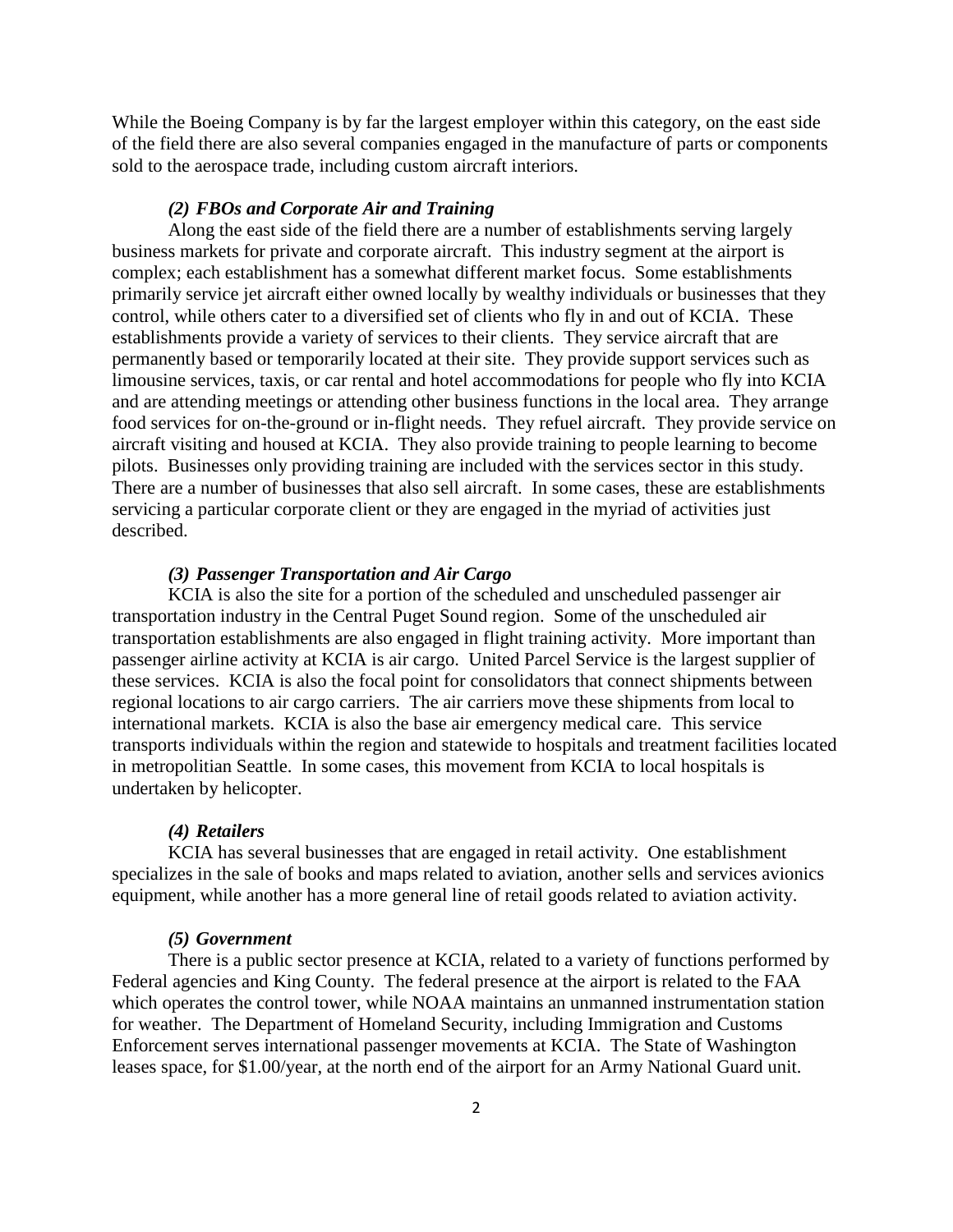While the Boeing Company is by far the largest employer within this category, on the east side of the field there are also several companies engaged in the manufacture of parts or components sold to the aerospace trade, including custom aircraft interiors.

#### *(2) FBOs and Corporate Air and Training*

Along the east side of the field there are a number of establishments serving largely business markets for private and corporate aircraft. This industry segment at the airport is complex; each establishment has a somewhat different market focus. Some establishments primarily service jet aircraft either owned locally by wealthy individuals or businesses that they control, while others cater to a diversified set of clients who fly in and out of KCIA. These establishments provide a variety of services to their clients. They service aircraft that are permanently based or temporarily located at their site. They provide support services such as limousine services, taxis, or car rental and hotel accommodations for people who fly into KCIA and are attending meetings or attending other business functions in the local area. They arrange food services for on-the-ground or in-flight needs. They refuel aircraft. They provide service on aircraft visiting and housed at KCIA. They also provide training to people learning to become pilots. Businesses only providing training are included with the services sector in this study. There are a number of businesses that also sell aircraft. In some cases, these are establishments servicing a particular corporate client or they are engaged in the myriad of activities just described.

#### *(3) Passenger Transportation and Air Cargo*

KCIA is also the site for a portion of the scheduled and unscheduled passenger air transportation industry in the Central Puget Sound region. Some of the unscheduled air transportation establishments are also engaged in flight training activity. More important than passenger airline activity at KCIA is air cargo. United Parcel Service is the largest supplier of these services. KCIA is also the focal point for consolidators that connect shipments between regional locations to air cargo carriers. The air carriers move these shipments from local to international markets. KCIA is also the base air emergency medical care. This service transports individuals within the region and statewide to hospitals and treatment facilities located in metropolitian Seattle. In some cases, this movement from KCIA to local hospitals is undertaken by helicopter.

#### *(4) Retailers*

KCIA has several businesses that are engaged in retail activity. One establishment specializes in the sale of books and maps related to aviation, another sells and services avionics equipment, while another has a more general line of retail goods related to aviation activity.

#### *(5) Government*

There is a public sector presence at KCIA, related to a variety of functions performed by Federal agencies and King County. The federal presence at the airport is related to the FAA which operates the control tower, while NOAA maintains an unmanned instrumentation station for weather. The Department of Homeland Security, including Immigration and Customs Enforcement serves international passenger movements at KCIA. The State of Washington leases space, for $1.00/year, at the north end of the airport for an Army National Guard unit.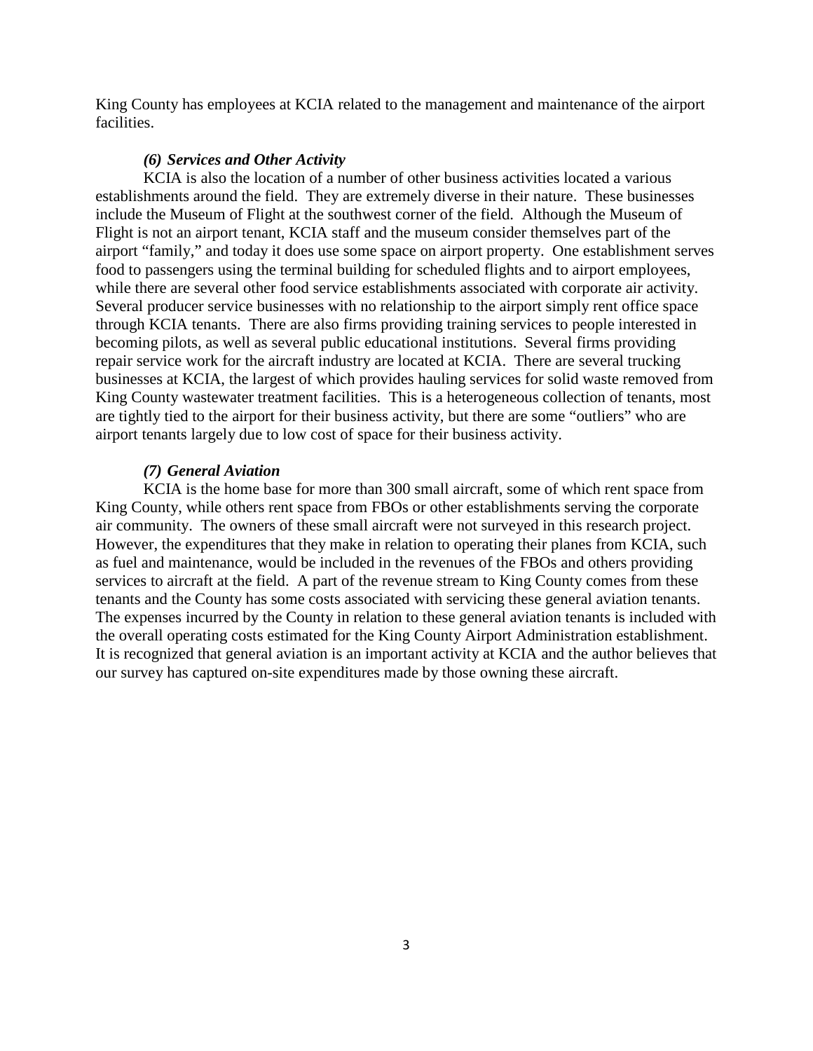King County has employees at KCIA related to the management and maintenance of the airport facilities.

### *(6) Services and Other Activity*

KCIA is also the location of a number of other business activities located a various establishments around the field. They are extremely diverse in their nature. These businesses include the Museum of Flight at the southwest corner of the field. Although the Museum of Flight is not an airport tenant, KCIA staff and the museum consider themselves part of the airport "family," and today it does use some space on airport property. One establishment serves food to passengers using the terminal building for scheduled flights and to airport employees, while there are several other food service establishments associated with corporate air activity. Several producer service businesses with no relationship to the airport simply rent office space through KCIA tenants. There are also firms providing training services to people interested in becoming pilots, as well as several public educational institutions. Several firms providing repair service work for the aircraft industry are located at KCIA. There are several trucking businesses at KCIA, the largest of which provides hauling services for solid waste removed from King County wastewater treatment facilities. This is a heterogeneous collection of tenants, most are tightly tied to the airport for their business activity, but there are some "outliers" who are airport tenants largely due to low cost of space for their business activity.

### *(7) General Aviation*

KCIA is the home base for more than 300 small aircraft, some of which rent space from King County, while others rent space from FBOs or other establishments serving the corporate air community. The owners of these small aircraft were not surveyed in this research project. However, the expenditures that they make in relation to operating their planes from KCIA, such as fuel and maintenance, would be included in the revenues of the FBOs and others providing services to aircraft at the field. A part of the revenue stream to King County comes from these tenants and the County has some costs associated with servicing these general aviation tenants. The expenses incurred by the County in relation to these general aviation tenants is included with the overall operating costs estimated for the King County Airport Administration establishment. It is recognized that general aviation is an important activity at KCIA and the author believes that our survey has captured on-site expenditures made by those owning these aircraft.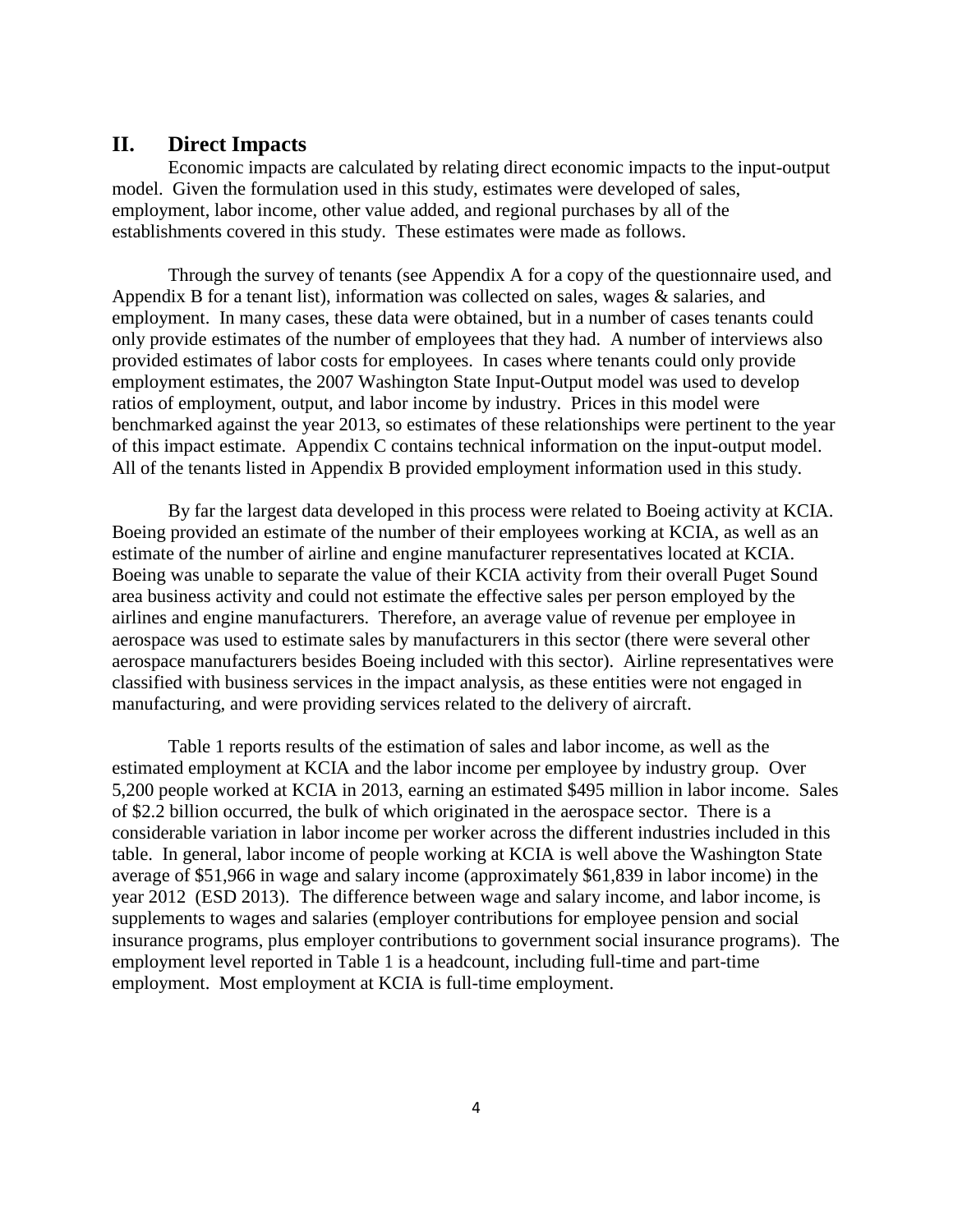## II. Direct Impacts

Economic impacts are calculated by relating direct economic impacts to the input-output model. Given the formulation used in this study, estimates were developed of sales, employment, labor income, other value added, and regional purchases by all of the establishments covered in this study. These estimates were made as follows.

Through the survey of tenants (see Appendix A for a copy of the questionnaire used, and Appendix B for a tenant list), information was collected on sales, wages & salaries, and employment. In many cases, these data were obtained, but in a number of cases tenants could only provide estimates of the number of employees that they had. A number of interviews also provided estimates of labor costs for employees. In cases where tenants could only provide employment estimates, the 2007 Washington State Input-Output model was used to develop ratios of employment, output, and labor income by industry. Prices in this model were benchmarked against the year 2013, so estimates of these relationships were pertinent to the year of this impact estimate. Appendix C contains technical information on the input-output model. All of the tenants listed in Appendix B provided employment information used in this study.

By far the largest data developed in this process were related to Boeing activity at KCIA. Boeing provided an estimate of the number of their employees working at KCIA, as well as an estimate of the number of airline and engine manufacturer representatives located at KCIA. Boeing was unable to separate the value of their KCIA activity from their overall Puget Sound area business activity and could not estimate the effective sales per person employed by the airlines and engine manufacturers. Therefore, an average value of revenue per employee in aerospace was used to estimate sales by manufacturers in this sector (there were several other aerospace manufacturers besides Boeing included with this sector). Airline representatives were classified with business services in the impact analysis, as these entities were not engaged in manufacturing, and were providing services related to the delivery of aircraft.

Table 1 reports results of the estimation of sales and labor income, as well as the estimated employment at KCIA and the labor income per employee by industry group. Over 5,200 people worked at KCIA in 2013, earning an estimated $495 million in labor income. Sales of $2.2 billion occurred, the bulk of which originated in the aerospace sector. There is a considerable variation in labor income per worker across the different industries included in this table. In general, labor income of people working at KCIA is well above the Washington State average of $51,966 in wage and salary income (approximately $61,839 in labor income) in the year 2012 (ESD 2013). The difference between wage and salary income, and labor income, is supplements to wages and salaries (employer contributions for employee pension and social insurance programs, plus employer contributions to government social insurance programs). The employment level reported in Table 1 is a headcount, including full-time and part-time employment. Most employment at KCIA is full-time employment.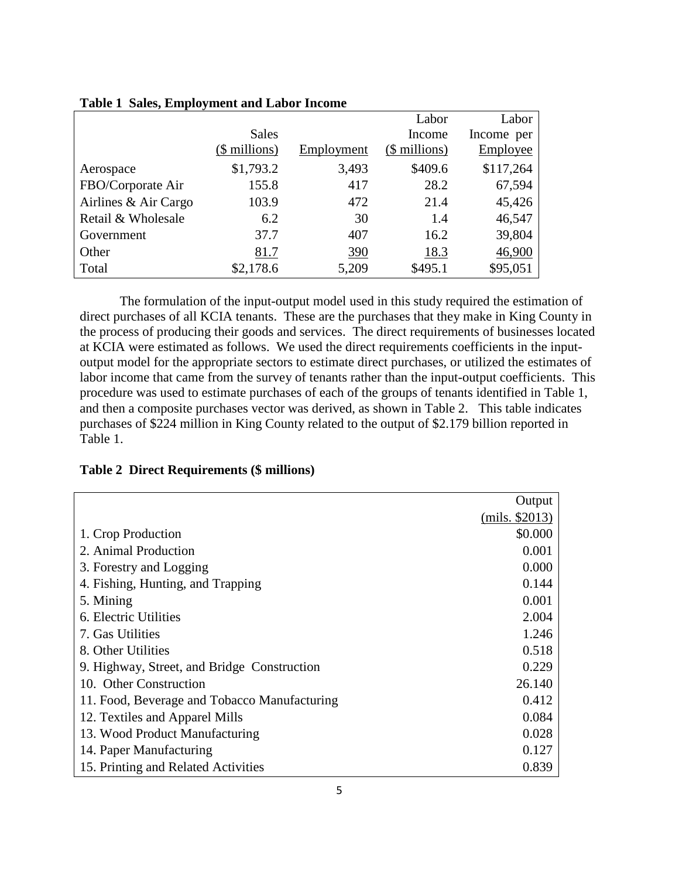**Table 1 Sales, Employment and Labor Income**

| | Sales (\$ millions) | Employment | Labor Income (\$ millions) | Labor Income per Employee |
|---|---|---|---|---|
| Aerospace | \$1,793.2 | 3,493 | \$409.6 | \$117,264 |
| FBO/Corporate Air | 155.8 | 417 | 28.2 | 67,594 |
| Airlines & Air Cargo | 103.9 | 472 | 21.4 | 45,426 |
| Retail & Wholesale | 6.2 | 30 | 1.4 | 46,547 |
| Government | 37.7 | 407 | 16.2 | 39,804 |
| Other | 81.7 | 390 | 18.3 | 46,900 |
| Total | \$2,178.6 | 5,209 | \$495.1 | \$95,051 |

The formulation of the input-output model used in this study required the estimation of direct purchases of all KCIA tenants. These are the purchases that they make in King County in the process of producing their goods and services. The direct requirements of businesses located at KCIA were estimated as follows. We used the direct requirements coefficients in the input-output model for the appropriate sectors to estimate direct purchases, or utilized the estimates of labor income that came from the survey of tenants rather than the input-output coefficients. This procedure was used to estimate purchases of each of the groups of tenants identified in Table 1, and then a composite purchases vector was derived, as shown in Table 2. This table indicates purchases of \$224 million in King County related to the output of \$2.179 billion reported in Table 1.

**Table 2 Direct Requirements (\$ millions)**

| | Output (mils. \$2013) |
|---|---|
| 1. Crop Production | \$0.000 |
| 2. Animal Production | 0.001 |
| 3. Forestry and Logging | 0.000 |
| 4. Fishing, Hunting, and Trapping | 0.144 |
| 5. Mining | 0.001 |
| 6. Electric Utilities | 2.004 |
| 7. Gas Utilities | 1.246 |
| 8. Other Utilities | 0.518 |
| 9. Highway, Street, and Bridge Construction | 0.229 |
| 10. Other Construction | 26.140 |
| 11. Food, Beverage and Tobacco Manufacturing | 0.412 |
| 12. Textiles and Apparel Mills | 0.084 |
| 13. Wood Product Manufacturing | 0.028 |
| 14. Paper Manufacturing | 0.127 |
| 15. Printing and Related Activities | 0.839 |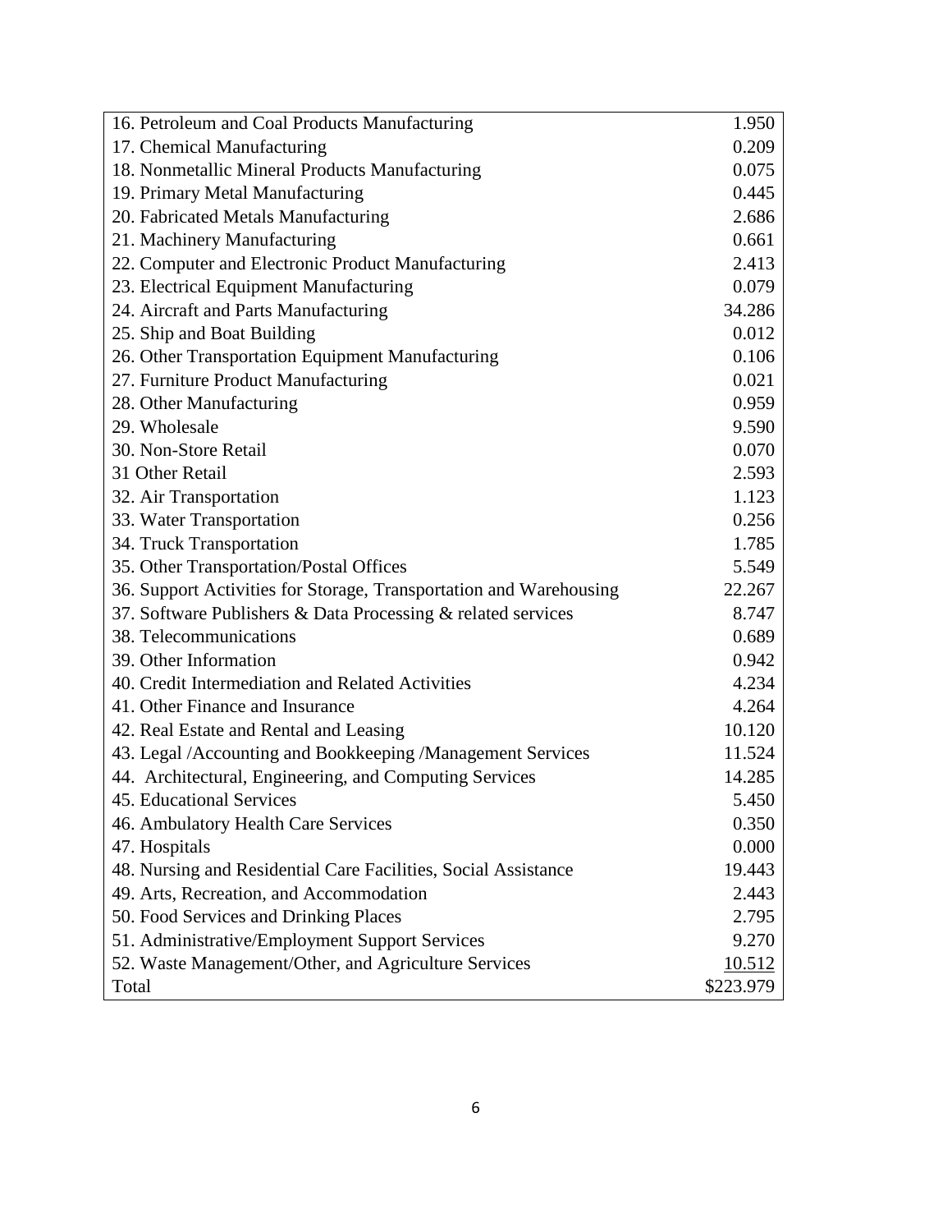| | |
|---|---|
| 16. Petroleum and Coal Products Manufacturing | 1.950 |
| 17. Chemical Manufacturing | 0.209 |
| 18. Nonmetallic Mineral Products Manufacturing | 0.075 |
| 19. Primary Metal Manufacturing | 0.445 |
| 20. Fabricated Metals Manufacturing | 2.686 |
| 21. Machinery Manufacturing | 0.661 |
| 22. Computer and Electronic Product Manufacturing | 2.413 |
| 23. Electrical Equipment Manufacturing | 0.079 |
| 24. Aircraft and Parts Manufacturing | 34.286 |
| 25. Ship and Boat Building | 0.012 |
| 26. Other Transportation Equipment Manufacturing | 0.106 |
| 27. Furniture Product Manufacturing | 0.021 |
| 28. Other Manufacturing | 0.959 |
| 29. Wholesale | 9.590 |
| 30. Non-Store Retail | 0.070 |
| 31 Other Retail | 2.593 |
| 32. Air Transportation | 1.123 |
| 33. Water Transportation | 0.256 |
| 34. Truck Transportation | 1.785 |
| 35. Other Transportation/Postal Offices | 5.549 |
| 36. Support Activities for Storage, Transportation and Warehousing | 22.267 |
| 37. Software Publishers & Data Processing & related services | 8.747 |
| 38. Telecommunications | 0.689 |
| 39. Other Information | 0.942 |
| 40. Credit Intermediation and Related Activities | 4.234 |
| 41. Other Finance and Insurance | 4.264 |
| 42. Real Estate and Rental and Leasing | 10.120 |
| 43. Legal /Accounting and Bookkeeping /Management Services | 11.524 |
| 44. Architectural, Engineering, and Computing Services | 14.285 |
| 45. Educational Services | 5.450 |
| 46. Ambulatory Health Care Services | 0.350 |
| 47. Hospitals | 0.000 |
| 48. Nursing and Residential Care Facilities, Social Assistance | 19.443 |
| 49. Arts, Recreation, and Accommodation | 2.443 |
| 50. Food Services and Drinking Places | 2.795 |
| 51. Administrative/Employment Support Services | 9.270 |
| 52. Waste Management/Other, and Agriculture Services | 10.512 |
| Total | \$223.979 |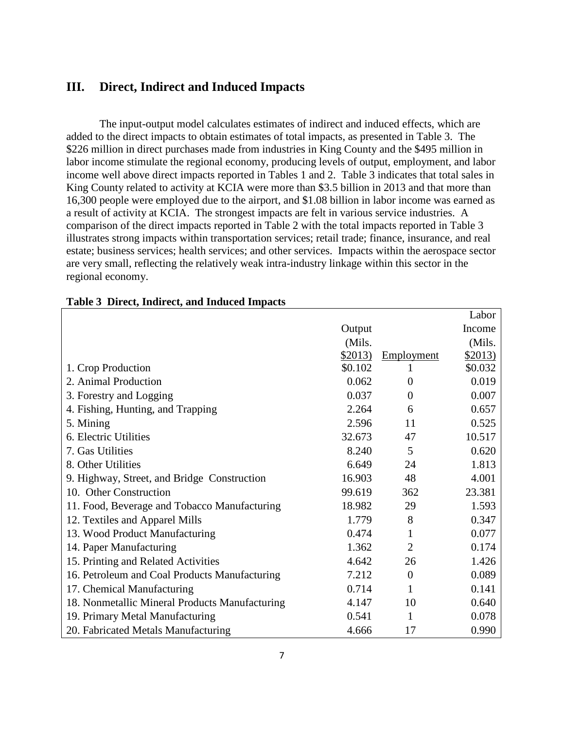## III. Direct, Indirect and Induced Impacts

The input-output model calculates estimates of indirect and induced effects, which are added to the direct impacts to obtain estimates of total impacts, as presented in Table 3. The $226 million in direct purchases made from industries in King County and the $495 million in labor income stimulate the regional economy, producing levels of output, employment, and labor income well above direct impacts reported in Tables 1 and 2. Table 3 indicates that total sales in King County related to activity at KCIA were more than $3.5 billion in 2013 and that more than 16,300 people were employed due to the airport, and $1.08 billion in labor income was earned as a result of activity at KCIA. The strongest impacts are felt in various service industries. A comparison of the direct impacts reported in Table 2 with the total impacts reported in Table 3 illustrates strong impacts within transportation services; retail trade; finance, insurance, and real estate; business services; health services; and other services. Impacts within the aerospace sector are very small, reflecting the relatively weak intra-industry linkage within this sector in the regional economy.

**Table 3 Direct, Indirect, and Induced Impacts**

| | Output (Mils. $2013) | Employment | Labor Income (Mils. $2013) |
|---|---|---|---|
| 1. Crop Production | $0.102 | 1 | $0.032 |
| 2. Animal Production | 0.062 | 0 | 0.019 |
| 3. Forestry and Logging | 0.037 | 0 | 0.007 |
| 4. Fishing, Hunting, and Trapping | 2.264 | 6 | 0.657 |
| 5. Mining | 2.596 | 11 | 0.525 |
| 6. Electric Utilities | 32.673 | 47 | 10.517 |
| 7. Gas Utilities | 8.240 | 5 | 0.620 |
| 8. Other Utilities | 6.649 | 24 | 1.813 |
| 9. Highway, Street, and Bridge Construction | 16.903 | 48 | 4.001 |
| 10. Other Construction | 99.619 | 362 | 23.381 |
| 11. Food, Beverage and Tobacco Manufacturing | 18.982 | 29 | 1.593 |
| 12. Textiles and Apparel Mills | 1.779 | 8 | 0.347 |
| 13. Wood Product Manufacturing | 0.474 | 1 | 0.077 |
| 14. Paper Manufacturing | 1.362 | 2 | 0.174 |
| 15. Printing and Related Activities | 4.642 | 26 | 1.426 |
| 16. Petroleum and Coal Products Manufacturing | 7.212 | 0 | 0.089 |
| 17. Chemical Manufacturing | 0.714 | 1 | 0.141 |
| 18. Nonmetallic Mineral Products Manufacturing | 4.147 | 10 | 0.640 |
| 19. Primary Metal Manufacturing | 0.541 | 1 | 0.078 |
| 20. Fabricated Metals Manufacturing | 4.666 | 17 | 0.990 |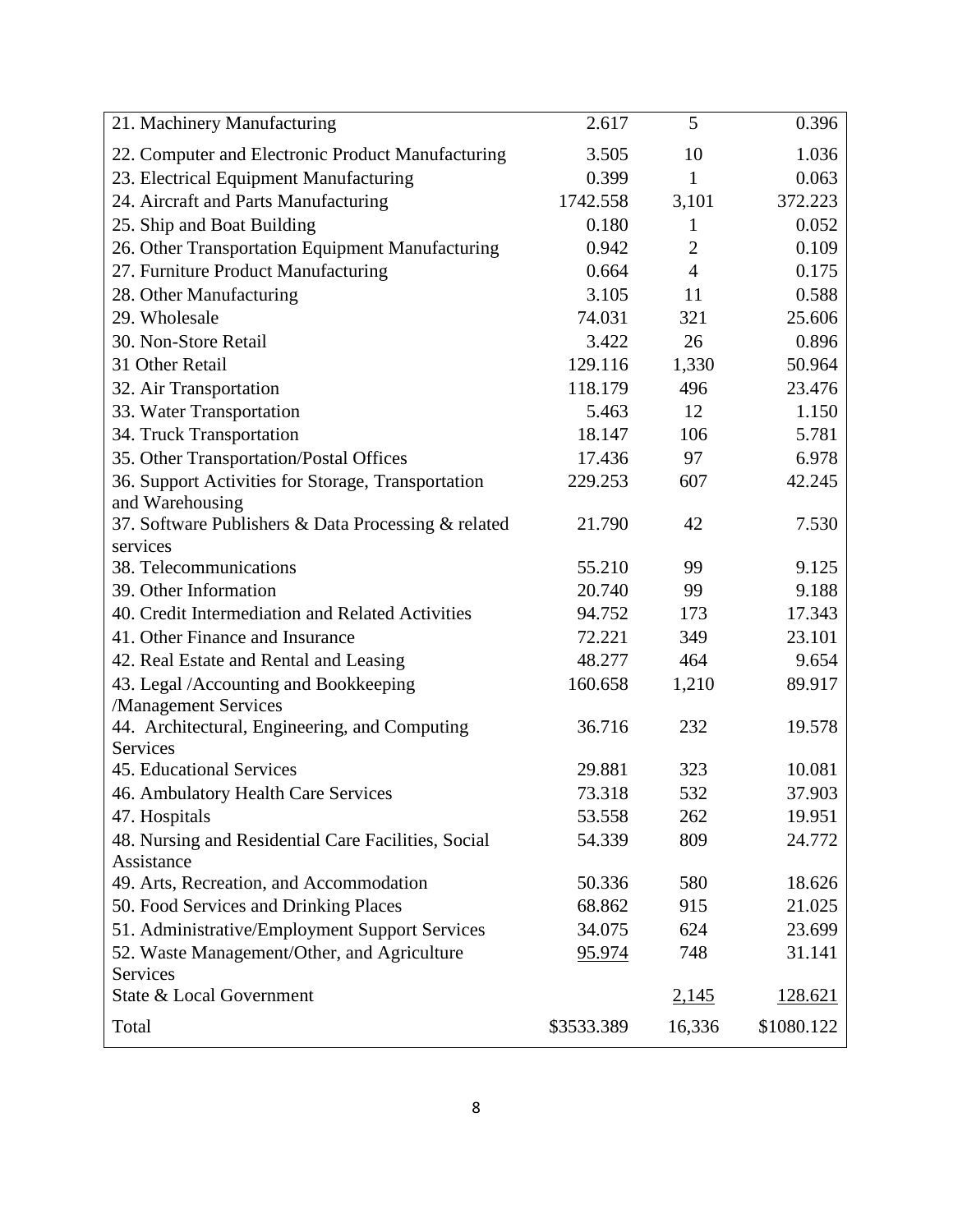| | | | |
|---|---|---|---|
| 21. Machinery Manufacturing | 2.617 | 5 | 0.396 |
| 22. Computer and Electronic Product Manufacturing | 3.505 | 10 | 1.036 |
| 23. Electrical Equipment Manufacturing | 0.399 | 1 | 0.063 |
| 24. Aircraft and Parts Manufacturing | 1742.558 | 3,101 | 372.223 |
| 25. Ship and Boat Building | 0.180 | 1 | 0.052 |
| 26. Other Transportation Equipment Manufacturing | 0.942 | 2 | 0.109 |
| 27. Furniture Product Manufacturing | 0.664 | 4 | 0.175 |
| 28. Other Manufacturing | 3.105 | 11 | 0.588 |
| 29. Wholesale | 74.031 | 321 | 25.606 |
| 30. Non-Store Retail | 3.422 | 26 | 0.896 |
| 31 Other Retail | 129.116 | 1,330 | 50.964 |
| 32. Air Transportation | 118.179 | 496 | 23.476 |
| 33. Water Transportation | 5.463 | 12 | 1.150 |
| 34. Truck Transportation | 18.147 | 106 | 5.781 |
| 35. Other Transportation/Postal Offices | 17.436 | 97 | 6.978 |
| 36. Support Activities for Storage, Transportation and Warehousing | 229.253 | 607 | 42.245 |
| 37. Software Publishers & Data Processing & related services | 21.790 | 42 | 7.530 |
| 38. Telecommunications | 55.210 | 99 | 9.125 |
| 39. Other Information | 20.740 | 99 | 9.188 |
| 40. Credit Intermediation and Related Activities | 94.752 | 173 | 17.343 |
| 41. Other Finance and Insurance | 72.221 | 349 | 23.101 |
| 42. Real Estate and Rental and Leasing | 48.277 | 464 | 9.654 |
| 43. Legal /Accounting and Bookkeeping /Management Services | 160.658 | 1,210 | 89.917 |
| 44. Architectural, Engineering, and Computing Services | 36.716 | 232 | 19.578 |
| 45. Educational Services | 29.881 | 323 | 10.081 |
| 46. Ambulatory Health Care Services | 73.318 | 532 | 37.903 |
| 47. Hospitals | 53.558 | 262 | 19.951 |
| 48. Nursing and Residential Care Facilities, Social Assistance | 54.339 | 809 | 24.772 |
| 49. Arts, Recreation, and Accommodation | 50.336 | 580 | 18.626 |
| 50. Food Services and Drinking Places | 68.862 | 915 | 21.025 |
| 51. Administrative/Employment Support Services | 34.075 | 624 | 23.699 |
| 52. Waste Management/Other, and Agriculture Services | 95.974 | 748 | 31.141 |
| State & Local Government | | 2,145 | 128.621 |
| Total | $3533.389 | 16,336 | $1080.122 |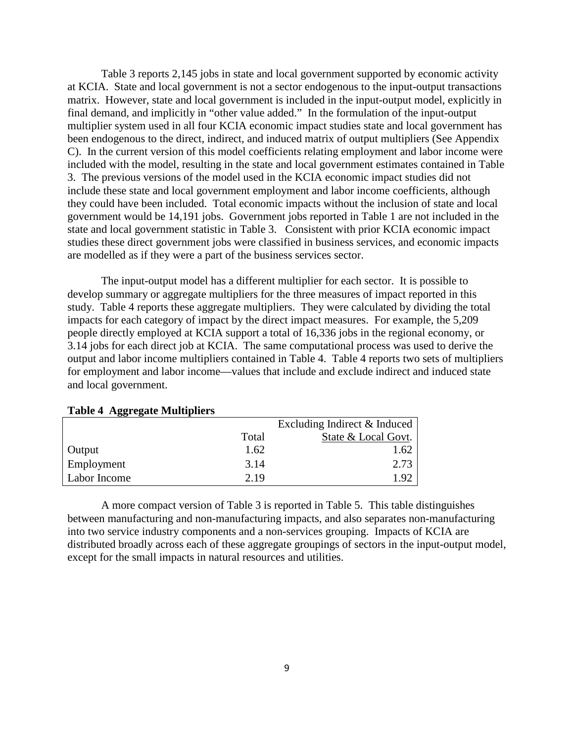Table 3 reports 2,145 jobs in state and local government supported by economic activity at KCIA. State and local government is not a sector endogenous to the input-output transactions matrix. However, state and local government is included in the input-output model, explicitly in final demand, and implicitly in "other value added." In the formulation of the input-output multiplier system used in all four KCIA economic impact studies state and local government has been endogenous to the direct, indirect, and induced matrix of output multipliers (See Appendix C). In the current version of this model coefficients relating employment and labor income were included with the model, resulting in the state and local government estimates contained in Table 3. The previous versions of the model used in the KCIA economic impact studies did not include these state and local government employment and labor income coefficients, although they could have been included. Total economic impacts without the inclusion of state and local government would be 14,191 jobs. Government jobs reported in Table 1 are not included in the state and local government statistic in Table 3. Consistent with prior KCIA economic impact studies these direct government jobs were classified in business services, and economic impacts are modelled as if they were a part of the business services sector.

The input-output model has a different multiplier for each sector. It is possible to develop summary or aggregate multipliers for the three measures of impact reported in this study. Table 4 reports these aggregate multipliers. They were calculated by dividing the total impacts for each category of impact by the direct impact measures. For example, the 5,209 people directly employed at KCIA support a total of 16,336 jobs in the regional economy, or 3.14 jobs for each direct job at KCIA. The same computational process was used to derive the output and labor income multipliers contained in Table 4. Table 4 reports two sets of multipliers for employment and labor income—values that include and exclude indirect and induced state and local government.

**Table 4 Aggregate Multipliers**

| | Total | Excluding Indirect & Induced State & Local Govt. |
|---|---|---|
| Output | 1.62 | 1.62 |
| Employment | 3.14 | 2.73 |
| Labor Income | 2.19 | 1.92 |

A more compact version of Table 3 is reported in Table 5. This table distinguishes between manufacturing and non-manufacturing impacts, and also separates non-manufacturing into two service industry components and a non-services grouping. Impacts of KCIA are distributed broadly across each of these aggregate groupings of sectors in the input-output model, except for the small impacts in natural resources and utilities.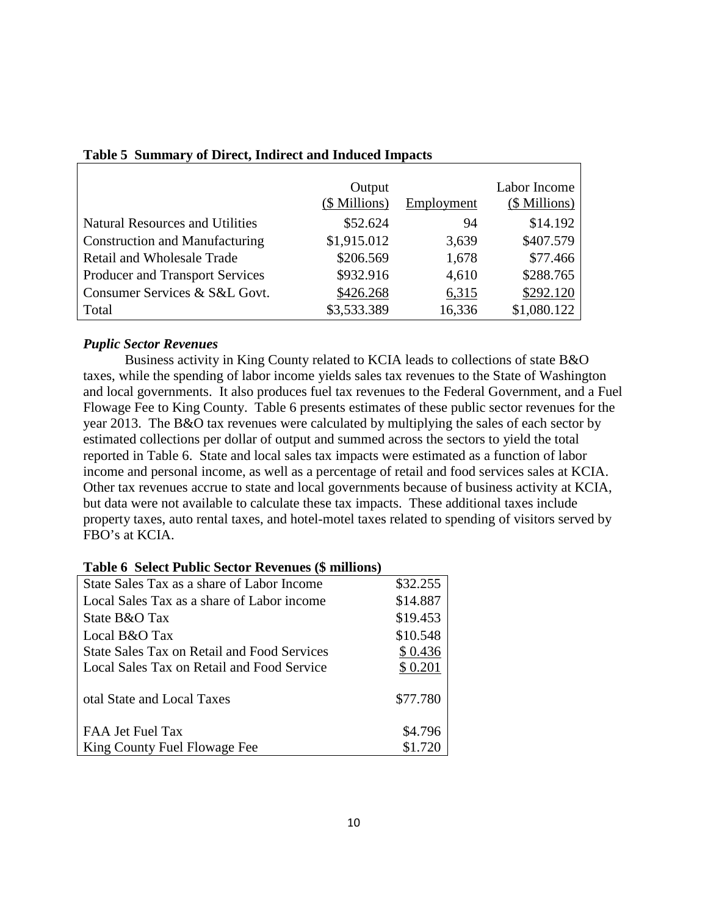**Table 5 Summary of Direct, Indirect and Induced Impacts**

| | Output (\$ Millions) | Employment | Labor Income (\$ Millions) |
|---|---|---|---|
| Natural Resources and Utilities | \$52.624 | 94 | \$14.192 |
| Construction and Manufacturing | \$1,915.012 | 3,639 | \$407.579 |
| Retail and Wholesale Trade | \$206.569 | 1,678 | \$77.466 |
| Producer and Transport Services | \$932.916 | 4,610 | \$288.765 |
| Consumer Services & S&L Govt. | \$426.268 | 6,315 | \$292.120 |
| Total | \$3,533.389 | 16,336 | \$1,080.122 |

***Puplic Sector Revenues***

Business activity in King County related to KCIA leads to collections of state B&O taxes, while the spending of labor income yields sales tax revenues to the State of Washington and local governments. It also produces fuel tax revenues to the Federal Government, and a Fuel Flowage Fee to King County. Table 6 presents estimates of these public sector revenues for the year 2013. The B&O tax revenues were calculated by multiplying the sales of each sector by estimated collections per dollar of output and summed across the sectors to yield the total reported in Table 6. State and local sales tax impacts were estimated as a function of labor income and personal income, as well as a percentage of retail and food services sales at KCIA. Other tax revenues accrue to state and local governments because of business activity at KCIA, but data were not available to calculate these tax impacts. These additional taxes include property taxes, auto rental taxes, and hotel-motel taxes related to spending of visitors served by FBO's at KCIA.

**Table 6 Select Public Sector Revenues (\$ millions)**

| | |
|---|---|
| State Sales Tax as a share of Labor Income | \$32.255 |
| Local Sales Tax as a share of Labor income | \$14.887 |
| State B&O Tax | \$19.453 |
| Local B&O Tax | \$10.548 |
| State Sales Tax on Retail and Food Services | \$ 0.436 |
| Local Sales Tax on Retail and Food Service | \$ 0.201 |
| otal State and Local Taxes | \$77.780 |
| FAA Jet Fuel Tax | \$4.796 |
| King County Fuel Flowage Fee | \$1.720 |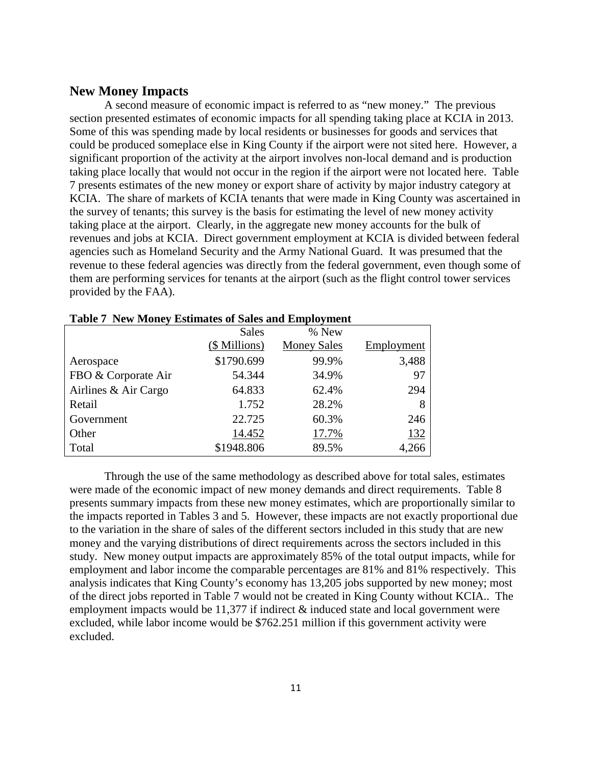## New Money Impacts

A second measure of economic impact is referred to as "new money." The previous section presented estimates of economic impacts for all spending taking place at KCIA in 2013. Some of this was spending made by local residents or businesses for goods and services that could be produced someplace else in King County if the airport were not sited here. However, a significant proportion of the activity at the airport involves non-local demand and is production taking place locally that would not occur in the region if the airport were not located here. Table 7 presents estimates of the new money or export share of activity by major industry category at KCIA. The share of markets of KCIA tenants that were made in King County was ascertained in the survey of tenants; this survey is the basis for estimating the level of new money activity taking place at the airport. Clearly, in the aggregate new money accounts for the bulk of revenues and jobs at KCIA. Direct government employment at KCIA is divided between federal agencies such as Homeland Security and the Army National Guard. It was presumed that the revenue to these federal agencies was directly from the federal government, even though some of them are performing services for tenants at the airport (such as the flight control tower services provided by the FAA).

**Table 7 New Money Estimates of Sales and Employment**

| | Sales (\$ Millions) | % New Money Sales | Employment |
|---|---|---|---|
| Aerospace | \$1790.699 | 99.9% | 3,488 |
| FBO & Corporate Air | 54.344 | 34.9% | 97 |
| Airlines & Air Cargo | 64.833 | 62.4% | 294 |
| Retail | 1.752 | 28.2% | 8 |
| Government | 22.725 | 60.3% | 246 |
| Other | 14.452 | 17.7% | 132 |
| Total | \$1948.806 | 89.5% | 4,266 |

Through the use of the same methodology as described above for total sales, estimates were made of the economic impact of new money demands and direct requirements. Table 8 presents summary impacts from these new money estimates, which are proportionally similar to the impacts reported in Tables 3 and 5. However, these impacts are not exactly proportional due to the variation in the share of sales of the different sectors included in this study that are new money and the varying distributions of direct requirements across the sectors included in this study. New money output impacts are approximately 85% of the total output impacts, while for employment and labor income the comparable percentages are 81% and 81% respectively. This analysis indicates that King County's economy has 13,205 jobs supported by new money; most of the direct jobs reported in Table 7 would not be created in King County without KCIA.. The employment impacts would be 11,377 if indirect & induced state and local government were excluded, while labor income would be \$762.251 million if this government activity were excluded.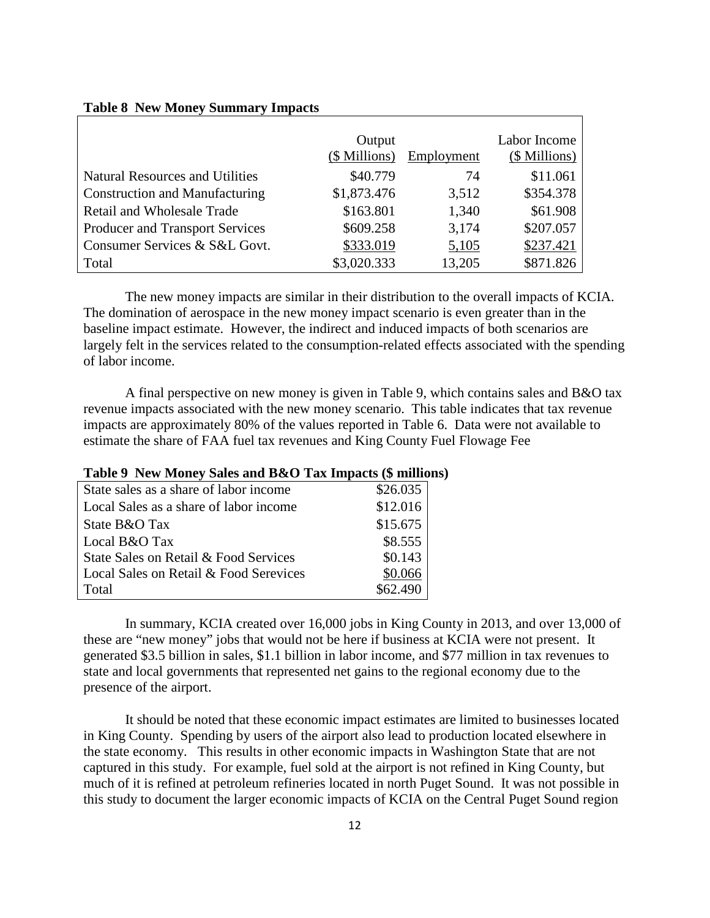**Table 8 New Money Summary Impacts**

| | Output (\$ Millions) | Employment | Labor Income (\$ Millions) |
|---|---|---|---|
| Natural Resources and Utilities | \$40.779 | 74 | \$11.061 |
| Construction and Manufacturing | \$1,873.476 | 3,512 | \$354.378 |
| Retail and Wholesale Trade | \$163.801 | 1,340 | \$61.908 |
| Producer and Transport Services | \$609.258 | 3,174 | \$207.057 |
| Consumer Services & S&L Govt. | \$333.019 | 5,105 | \$237.421 |
| Total | \$3,020.333 | 13,205 | \$871.826 |

The new money impacts are similar in their distribution to the overall impacts of KCIA. The domination of aerospace in the new money impact scenario is even greater than in the baseline impact estimate. However, the indirect and induced impacts of both scenarios are largely felt in the services related to the consumption-related effects associated with the spending of labor income.

A final perspective on new money is given in Table 9, which contains sales and B&O tax revenue impacts associated with the new money scenario. This table indicates that tax revenue impacts are approximately 80% of the values reported in Table 6. Data were not available to estimate the share of FAA fuel tax revenues and King County Fuel Flowage Fee

**Table 9 New Money Sales and B&O Tax Impacts (\$ millions)**

| | |
|---|---|
| State sales as a share of labor income | \$26.035 |
| Local Sales as a share of labor income | \$12.016 |
| State B&O Tax | \$15.675 |
| Local B&O Tax | \$8.555 |
| State Sales on Retail & Food Services | \$0.143 |
| Local Sales on Retail & Food Serevices | \$0.066 |
| Total | \$62.490 |

In summary, KCIA created over 16,000 jobs in King County in 2013, and over 13,000 of these are "new money" jobs that would not be here if business at KCIA were not present. It generated \$3.5 billion in sales, \$1.1 billion in labor income, and \$77 million in tax revenues to state and local governments that represented net gains to the regional economy due to the presence of the airport.

It should be noted that these economic impact estimates are limited to businesses located in King County. Spending by users of the airport also lead to production located elsewhere in the state economy. This results in other economic impacts in Washington State that are not captured in this study. For example, fuel sold at the airport is not refined in King County, but much of it is refined at petroleum refineries located in north Puget Sound. It was not possible in this study to document the larger economic impacts of KCIA on the Central Puget Sound region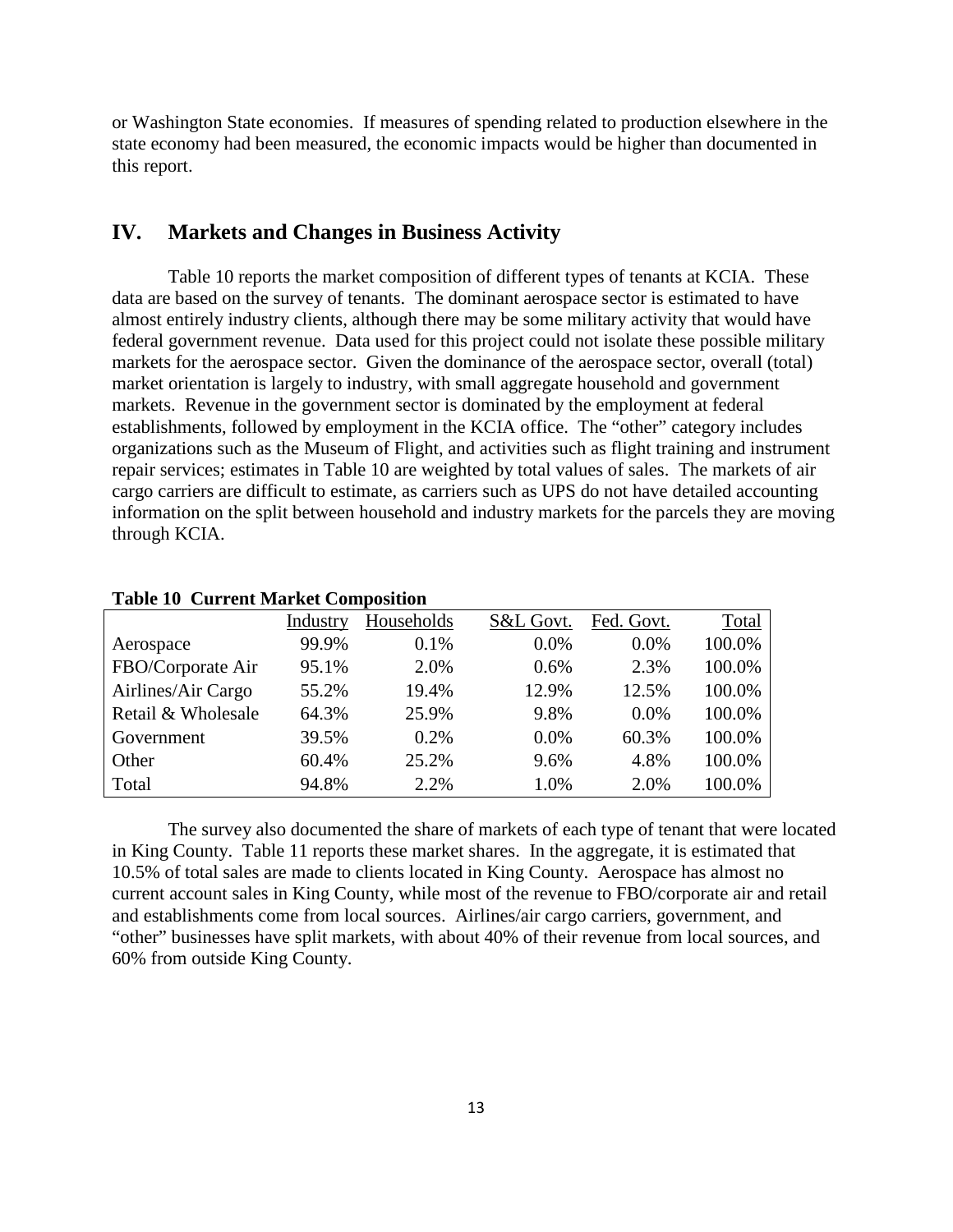or Washington State economies. If measures of spending related to production elsewhere in the state economy had been measured, the economic impacts would be higher than documented in this report.

## IV. Markets and Changes in Business Activity

Table 10 reports the market composition of different types of tenants at KCIA. These data are based on the survey of tenants. The dominant aerospace sector is estimated to have almost entirely industry clients, although there may be some military activity that would have federal government revenue. Data used for this project could not isolate these possible military markets for the aerospace sector. Given the dominance of the aerospace sector, overall (total) market orientation is largely to industry, with small aggregate household and government markets. Revenue in the government sector is dominated by the employment at federal establishments, followed by employment in the KCIA office. The "other" category includes organizations such as the Museum of Flight, and activities such as flight training and instrument repair services; estimates in Table 10 are weighted by total values of sales. The markets of air cargo carriers are difficult to estimate, as carriers such as UPS do not have detailed accounting information on the split between household and industry markets for the parcels they are moving through KCIA.

**Table 10 Current Market Composition**

| | Industry | Households | S&L Govt. | Fed. Govt. | Total |
|---|---|---|---|---|---|
| Aerospace | 99.9% | 0.1% | 0.0% | 0.0% | 100.0% |
| FBO/Corporate Air | 95.1% | 2.0% | 0.6% | 2.3% | 100.0% |
| Airlines/Air Cargo | 55.2% | 19.4% | 12.9% | 12.5% | 100.0% |
| Retail & Wholesale | 64.3% | 25.9% | 9.8% | 0.0% | 100.0% |
| Government | 39.5% | 0.2% | 0.0% | 60.3% | 100.0% |
| Other | 60.4% | 25.2% | 9.6% | 4.8% | 100.0% |
| Total | 94.8% | 2.2% | 1.0% | 2.0% | 100.0% |

The survey also documented the share of markets of each type of tenant that were located in King County. Table 11 reports these market shares. In the aggregate, it is estimated that 10.5% of total sales are made to clients located in King County. Aerospace has almost no current account sales in King County, while most of the revenue to FBO/corporate air and retail and establishments come from local sources. Airlines/air cargo carriers, government, and "other" businesses have split markets, with about 40% of their revenue from local sources, and 60% from outside King County.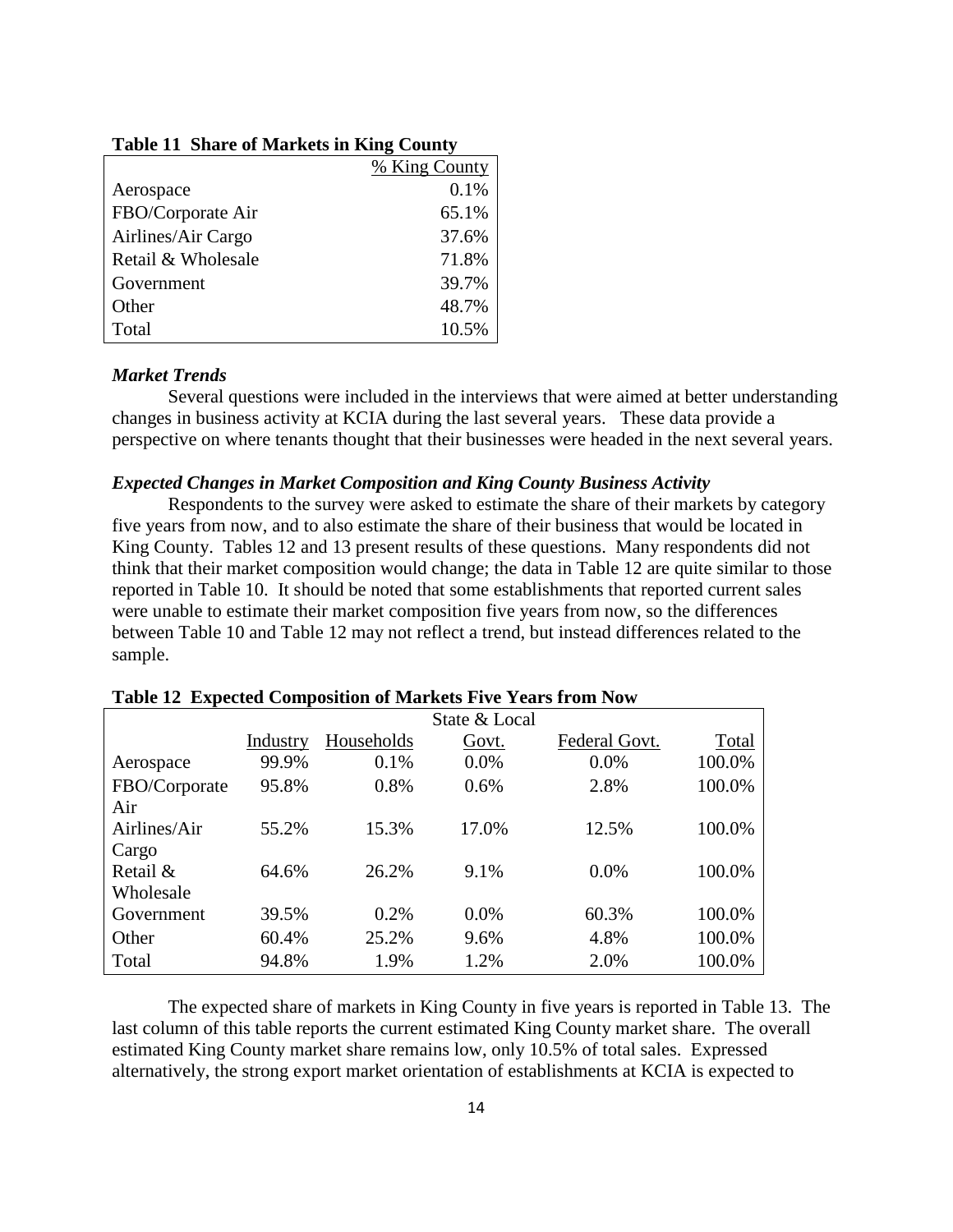**Table 11 Share of Markets in King County**

| | % King County |
|---|---|
| Aerospace | 0.1% |
| FBO/Corporate Air | 65.1% |
| Airlines/Air Cargo | 37.6% |
| Retail & Wholesale | 71.8% |
| Government | 39.7% |
| Other | 48.7% |
| Total | 10.5% |

***Market Trends***

Several questions were included in the interviews that were aimed at better understanding changes in business activity at KCIA during the last several years. These data provide a perspective on where tenants thought that their businesses were headed in the next several years.

***Expected Changes in Market Composition and King County Business Activity***

Respondents to the survey were asked to estimate the share of their markets by category five years from now, and to also estimate the share of their business that would be located in King County. Tables 12 and 13 present results of these questions. Many respondents did not think that their market composition would change; the data in Table 12 are quite similar to those reported in Table 10. It should be noted that some establishments that reported current sales were unable to estimate their market composition five years from now, so the differences between Table 10 and Table 12 may not reflect a trend, but instead differences related to the sample.

**Table 12 Expected Composition of Markets Five Years from Now**

| | Industry | Households | State & Local Govt. | Federal Govt. | Total |
|---|---|---|---|---|---|
| Aerospace | 99.9% | 0.1% | 0.0% | 0.0% | 100.0% |
| FBO/Corporate Air | 95.8% | 0.8% | 0.6% | 2.8% | 100.0% |
| Airlines/Air Cargo | 55.2% | 15.3% | 17.0% | 12.5% | 100.0% |
| Retail & Wholesale | 64.6% | 26.2% | 9.1% | 0.0% | 100.0% |
| Government | 39.5% | 0.2% | 0.0% | 60.3% | 100.0% |
| Other | 60.4% | 25.2% | 9.6% | 4.8% | 100.0% |
| Total | 94.8% | 1.9% | 1.2% | 2.0% | 100.0% |

The expected share of markets in King County in five years is reported in Table 13. The last column of this table reports the current estimated King County market share. The overall estimated King County market share remains low, only 10.5% of total sales. Expressed alternatively, the strong export market orientation of establishments at KCIA is expected to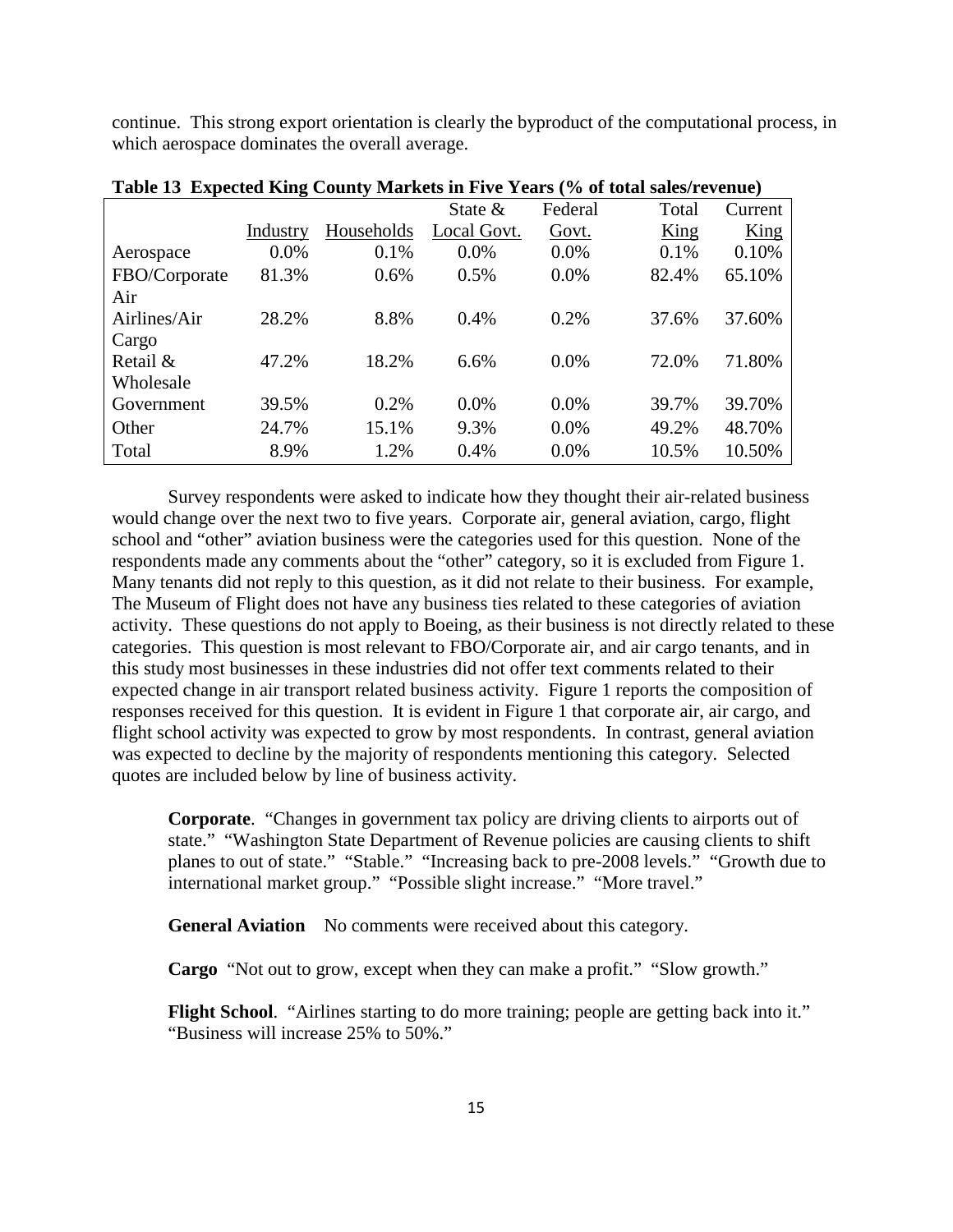continue. This strong export orientation is clearly the byproduct of the computational process, in which aerospace dominates the overall average.

**Table 13 Expected King County Markets in Five Years (% of total sales/revenue)**

| | Industry | Households | State & Local Govt. | Federal Govt. | Total King | Current King |
|---|---|---|---|---|---|---|
| Aerospace | 0.0% | 0.1% | 0.0% | 0.0% | 0.1% | 0.10% |
| FBO/Corporate Air | 81.3% | 0.6% | 0.5% | 0.0% | 82.4% | 65.10% |
| Airlines/Air Cargo | 28.2% | 8.8% | 0.4% | 0.2% | 37.6% | 37.60% |
| Retail & Wholesale | 47.2% | 18.2% | 6.6% | 0.0% | 72.0% | 71.80% |
| Government | 39.5% | 0.2% | 0.0% | 0.0% | 39.7% | 39.70% |
| Other | 24.7% | 15.1% | 9.3% | 0.0% | 49.2% | 48.70% |
| Total | 8.9% | 1.2% | 0.4% | 0.0% | 10.5% | 10.50% |

Survey respondents were asked to indicate how they thought their air-related business would change over the next two to five years. Corporate air, general aviation, cargo, flight school and "other" aviation business were the categories used for this question. None of the respondents made any comments about the "other" category, so it is excluded from Figure 1. Many tenants did not reply to this question, as it did not relate to their business. For example, The Museum of Flight does not have any business ties related to these categories of aviation activity. These questions do not apply to Boeing, as their business is not directly related to these categories. This question is most relevant to FBO/Corporate air, and air cargo tenants, and in this study most businesses in these industries did not offer text comments related to their expected change in air transport related business activity. Figure 1 reports the composition of responses received for this question. It is evident in Figure 1 that corporate air, air cargo, and flight school activity was expected to grow by most respondents. In contrast, general aviation was expected to decline by the majority of respondents mentioning this category. Selected quotes are included below by line of business activity.

> **Corporate**. "Changes in government tax policy are driving clients to airports out of state." "Washington State Department of Revenue policies are causing clients to shift planes to out of state." "Stable." "Increasing back to pre-2008 levels." "Growth due to international market group." "Possible slight increase." "More travel."
>
> **General Aviation** No comments were received about this category.
>
> **Cargo** "Not out to grow, except when they can make a profit." "Slow growth."
>
> **Flight School**. "Airlines starting to do more training; people are getting back into it." "Business will increase 25% to 50%."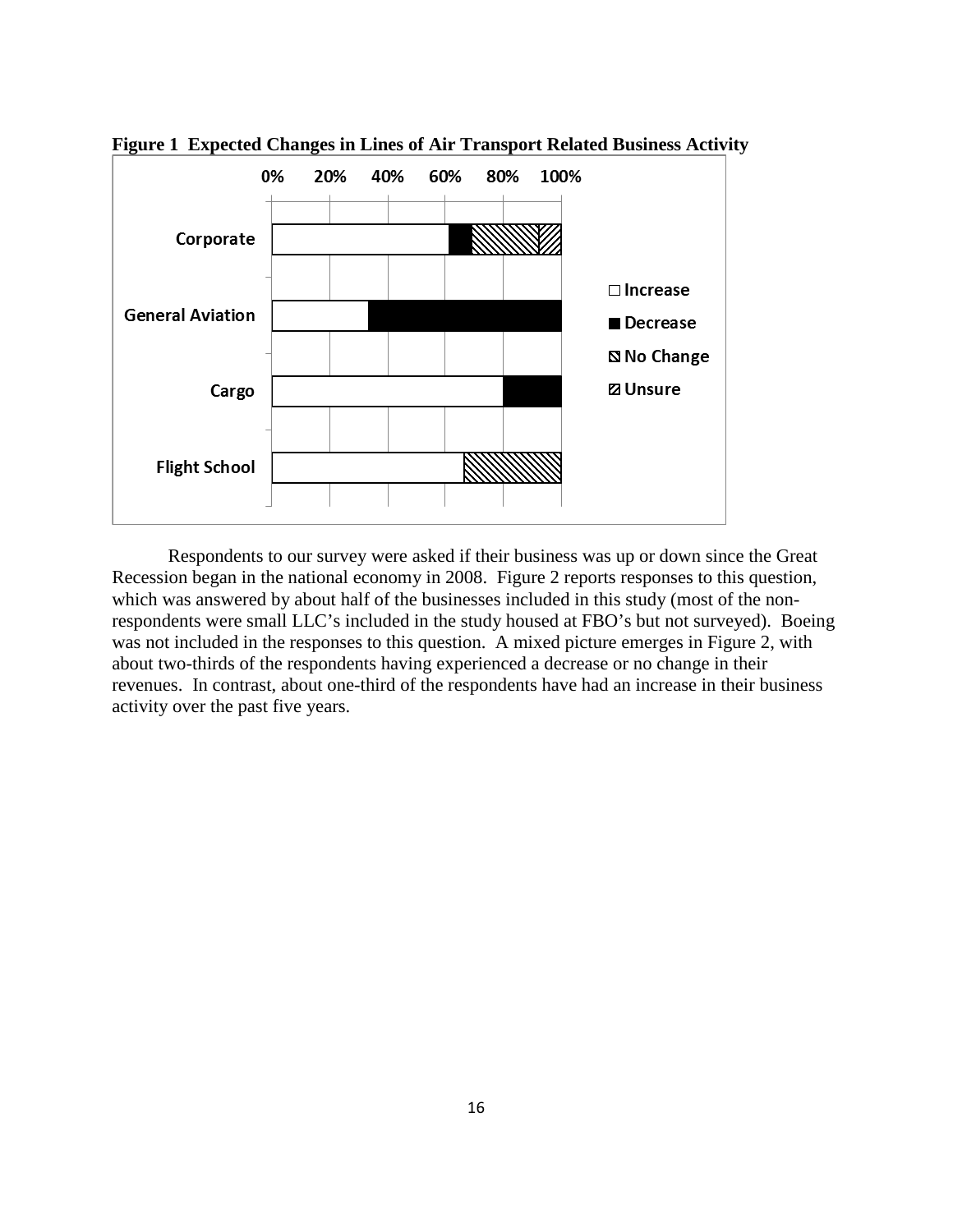**Figure 1 Expected Changes in Lines of Air Transport Related Business Activity**

Respondents to our survey were asked if their business was up or down since the Great Recession began in the national economy in 2008. Figure 2 reports responses to this question, which was answered by about half of the businesses included in this study (most of the non-respondents were small LLC's included in the study housed at FBO's but not surveyed). Boeing was not included in the responses to this question. A mixed picture emerges in Figure 2, with about two-thirds of the respondents having experienced a decrease or no change in their revenues. In contrast, about one-third of the respondents have had an increase in their business activity over the past five years.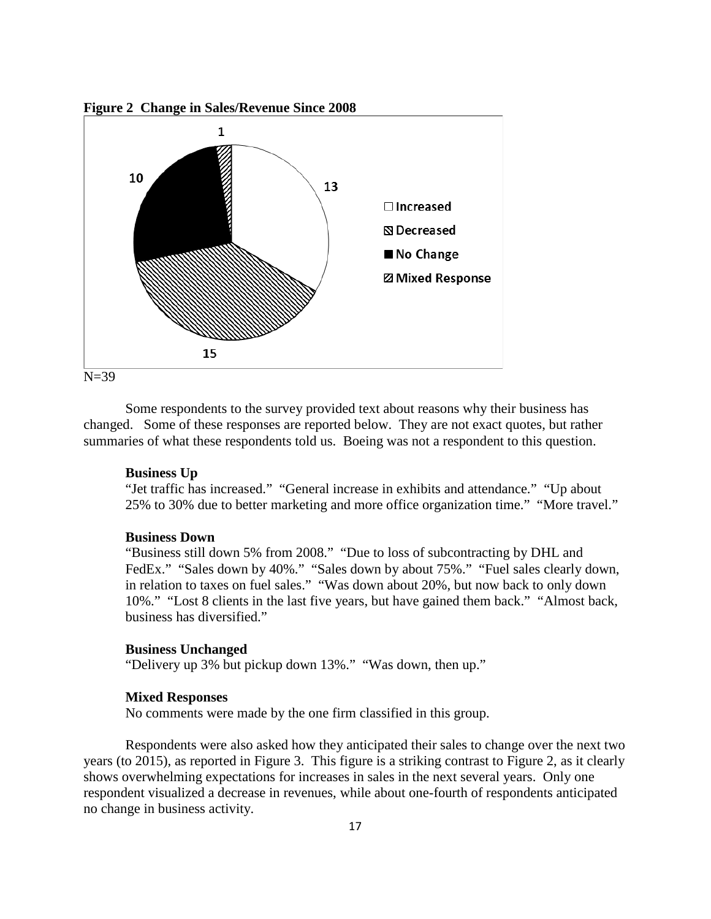**Figure 2 Change in Sales/Revenue Since 2008**

N=39

Some respondents to the survey provided text about reasons why their business has changed. Some of these responses are reported below. They are not exact quotes, but rather summaries of what these respondents told us. Boeing was not a respondent to this question.

**Business Up**

"Jet traffic has increased." "General increase in exhibits and attendance." "Up about 25% to 30% due to better marketing and more office organization time." "More travel."

**Business Down**

"Business still down 5% from 2008." "Due to loss of subcontracting by DHL and FedEx." "Sales down by 40%." "Sales down by about 75%." "Fuel sales clearly down, in relation to taxes on fuel sales." "Was down about 20%, but now back to only down 10%." "Lost 8 clients in the last five years, but have gained them back." "Almost back, business has diversified."

**Business Unchanged**

"Delivery up 3% but pickup down 13%." "Was down, then up."

**Mixed Responses**

No comments were made by the one firm classified in this group.

Respondents were also asked how they anticipated their sales to change over the next two years (to 2015), as reported in Figure 3. This figure is a striking contrast to Figure 2, as it clearly shows overwhelming expectations for increases in sales in the next several years. Only one respondent visualized a decrease in revenues, while about one-fourth of respondents anticipated no change in business activity.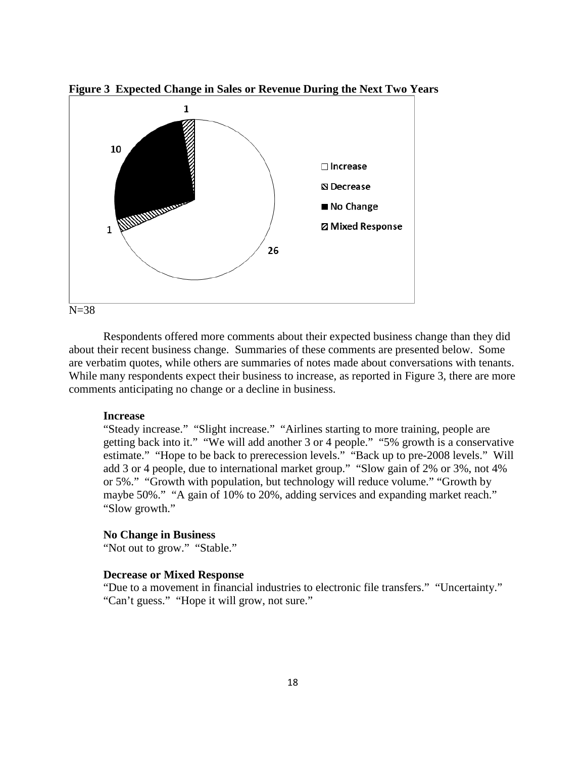**Figure 3 Expected Change in Sales or Revenue During the Next Two Years**

N=38

Respondents offered more comments about their expected business change than they did about their recent business change. Summaries of these comments are presented below. Some are verbatim quotes, while others are summaries of notes made about conversations with tenants. While many respondents expect their business to increase, as reported in Figure 3, there are more comments anticipating no change or a decline in business.

**Increase**

"Steady increase." "Slight increase." "Airlines starting to more training, people are getting back into it." "We will add another 3 or 4 people." "5% growth is a conservative estimate." "Hope to be back to prerecession levels." "Back up to pre-2008 levels." Will add 3 or 4 people, due to international market group." "Slow gain of 2% or 3%, not 4% or 5%." "Growth with population, but technology will reduce volume." "Growth by maybe 50%." "A gain of 10% to 20%, adding services and expanding market reach." "Slow growth."

**No Change in Business**

"Not out to grow." "Stable."

**Decrease or Mixed Response**

"Due to a movement in financial industries to electronic file transfers." "Uncertainty." "Can't guess." "Hope it will grow, not sure."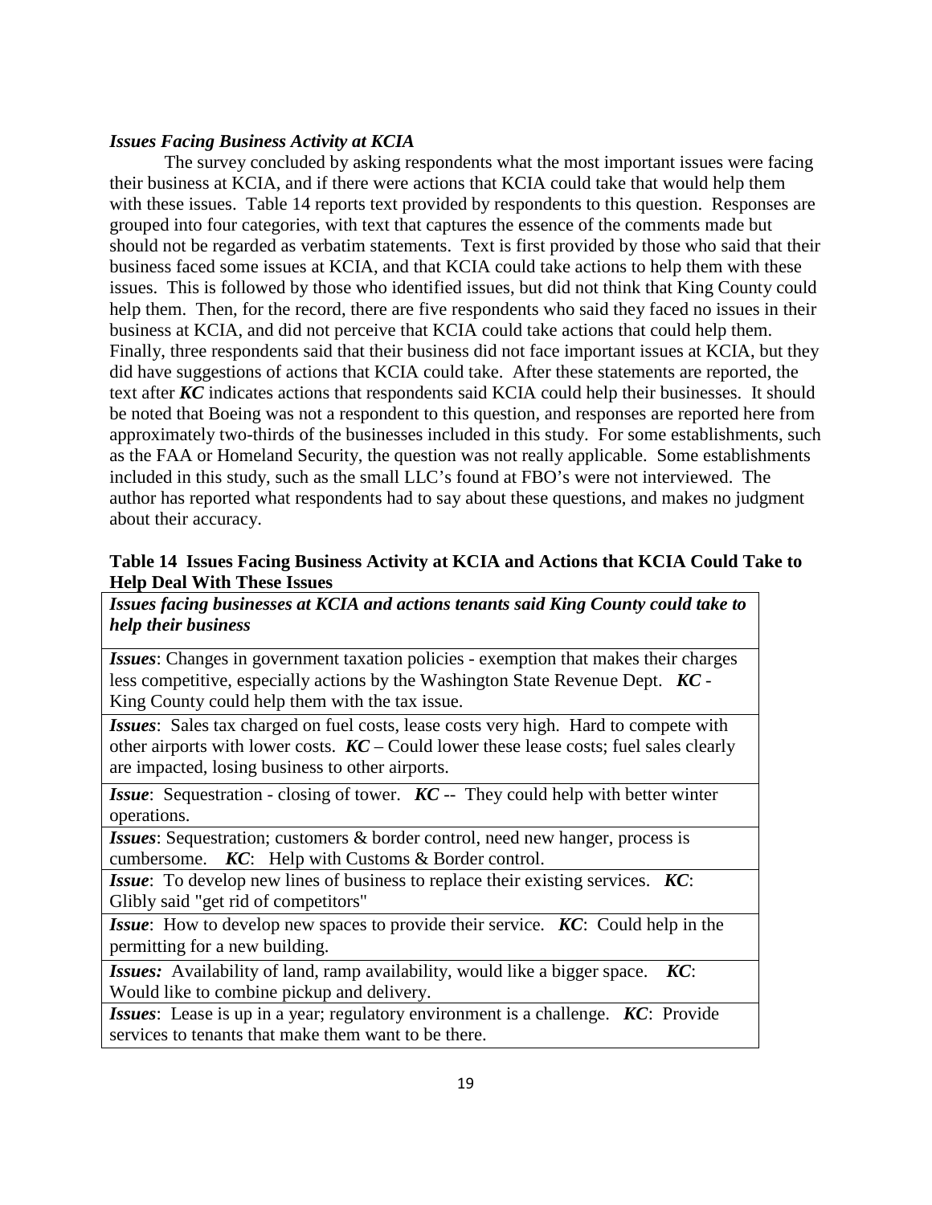***Issues Facing Business Activity at KCIA***

The survey concluded by asking respondents what the most important issues were facing their business at KCIA, and if there were actions that KCIA could take that would help them with these issues. Table 14 reports text provided by respondents to this question. Responses are grouped into four categories, with text that captures the essence of the comments made but should not be regarded as verbatim statements. Text is first provided by those who said that their business faced some issues at KCIA, and that KCIA could take actions to help them with these issues. This is followed by those who identified issues, but did not think that King County could help them. Then, for the record, there are five respondents who said they faced no issues in their business at KCIA, and did not perceive that KCIA could take actions that could help them. Finally, three respondents said that their business did not face important issues at KCIA, but they did have suggestions of actions that KCIA could take. After these statements are reported, the text after ***KC*** indicates actions that respondents said KCIA could help their businesses. It should be noted that Boeing was not a respondent to this question, and responses are reported here from approximately two-thirds of the businesses included in this study. For some establishments, such as the FAA or Homeland Security, the question was not really applicable. Some establishments included in this study, such as the small LLC's found at FBO's were not interviewed. The author has reported what respondents had to say about these questions, and makes no judgment about their accuracy.

**Table 14 Issues Facing Business Activity at KCIA and Actions that KCIA Could Take to Help Deal With These Issues**

| ***Issues facing businesses at KCIA and actions tenants said King County could take to help their business*** |
|---|
| ***Issues***: Changes in government taxation policies - exemption that makes their charges less competitive, especially actions by the Washington State Revenue Dept. ***KC*** - King County could help them with the tax issue. |
| ***Issues***: Sales tax charged on fuel costs, lease costs very high. Hard to compete with other airports with lower costs. ***KC*** – Could lower these lease costs; fuel sales clearly are impacted, losing business to other airports. |
| ***Issue***: Sequestration - closing of tower. ***KC*** -- They could help with better winter operations. |
| ***Issues***: Sequestration; customers & border control, need new hanger, process is cumbersome. ***KC***: Help with Customs & Border control. |
| ***Issue***: To develop new lines of business to replace their existing services. ***KC***: Glibly said "get rid of competitors" |
| ***Issue***: How to develop new spaces to provide their service. ***KC***: Could help in the permitting for a new building. |
| ***Issues:*** Availability of land, ramp availability, would like a bigger space. ***KC***: Would like to combine pickup and delivery. |
| ***Issues***: Lease is up in a year; regulatory environment is a challenge. ***KC***: Provide services to tenants that make them want to be there. |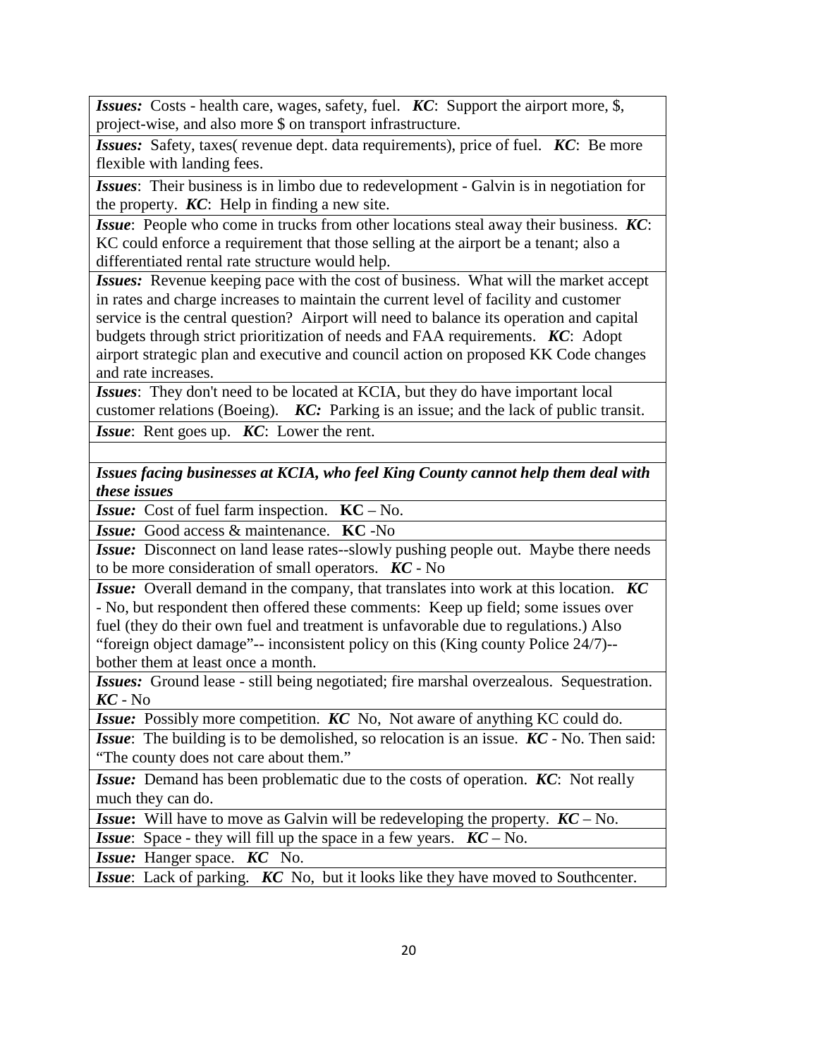| |
|---|
| ***Issues:*** Costs - health care, wages, safety, fuel. ***KC***: Support the airport more, $, project-wise, and also more $ on transport infrastructure. |
| ***Issues:*** Safety, taxes( revenue dept. data requirements), price of fuel. ***KC***: Be more flexible with landing fees. |
| ***Issues***: Their business is in limbo due to redevelopment - Galvin is in negotiation for the property. ***KC***: Help in finding a new site. |
| ***Issue***: People who come in trucks from other locations steal away their business. ***KC***: KC could enforce a requirement that those selling at the airport be a tenant; also a differentiated rental rate structure would help. |
| ***Issues:*** Revenue keeping pace with the cost of business. What will the market accept in rates and charge increases to maintain the current level of facility and customer service is the central question? Airport will need to balance its operation and capital budgets through strict prioritization of needs and FAA requirements. ***KC***: Adopt airport strategic plan and executive and council action on proposed KK Code changes and rate increases. |
| ***Issues***: They don't need to be located at KCIA, but they do have important local customer relations (Boeing). ***KC:*** Parking is an issue; and the lack of public transit. |
| ***Issue***: Rent goes up. ***KC***: Lower the rent. |
| |
| ***Issues facing businesses at KCIA, who feel King County cannot help them deal with these issues*** |
| ***Issue:*** Cost of fuel farm inspection. **KC** – No. |
| ***Issue:*** Good access & maintenance. **KC** -No |
| ***Issue:*** Disconnect on land lease rates--slowly pushing people out. Maybe there needs to be more consideration of small operators. ***KC*** - No |
| ***Issue:*** Overall demand in the company, that translates into work at this location. ***KC*** - No, but respondent then offered these comments: Keep up field; some issues over fuel (they do their own fuel and treatment is unfavorable due to regulations.) Also "foreign object damage"-- inconsistent policy on this (King county Police 24/7)-- bother them at least once a month. |
| ***Issues:*** Ground lease - still being negotiated; fire marshal overzealous. Sequestration. ***KC*** - No |
| ***Issue:*** Possibly more competition. ***KC*** No, Not aware of anything KC could do. |
| ***Issue***: The building is to be demolished, so relocation is an issue. ***KC*** - No. Then said: "The county does not care about them." |
| ***Issue:*** Demand has been problematic due to the costs of operation. ***KC***: Not really much they can do. |
| ***Issue*:** Will have to move as Galvin will be redeveloping the property. ***KC*** – No. |
| ***Issue***: Space - they will fill up the space in a few years. ***KC*** – No. |
| ***Issue:*** Hanger space. ***KC*** No. |
| ***Issue***: Lack of parking. ***KC*** No, but it looks like they have moved to Southcenter. |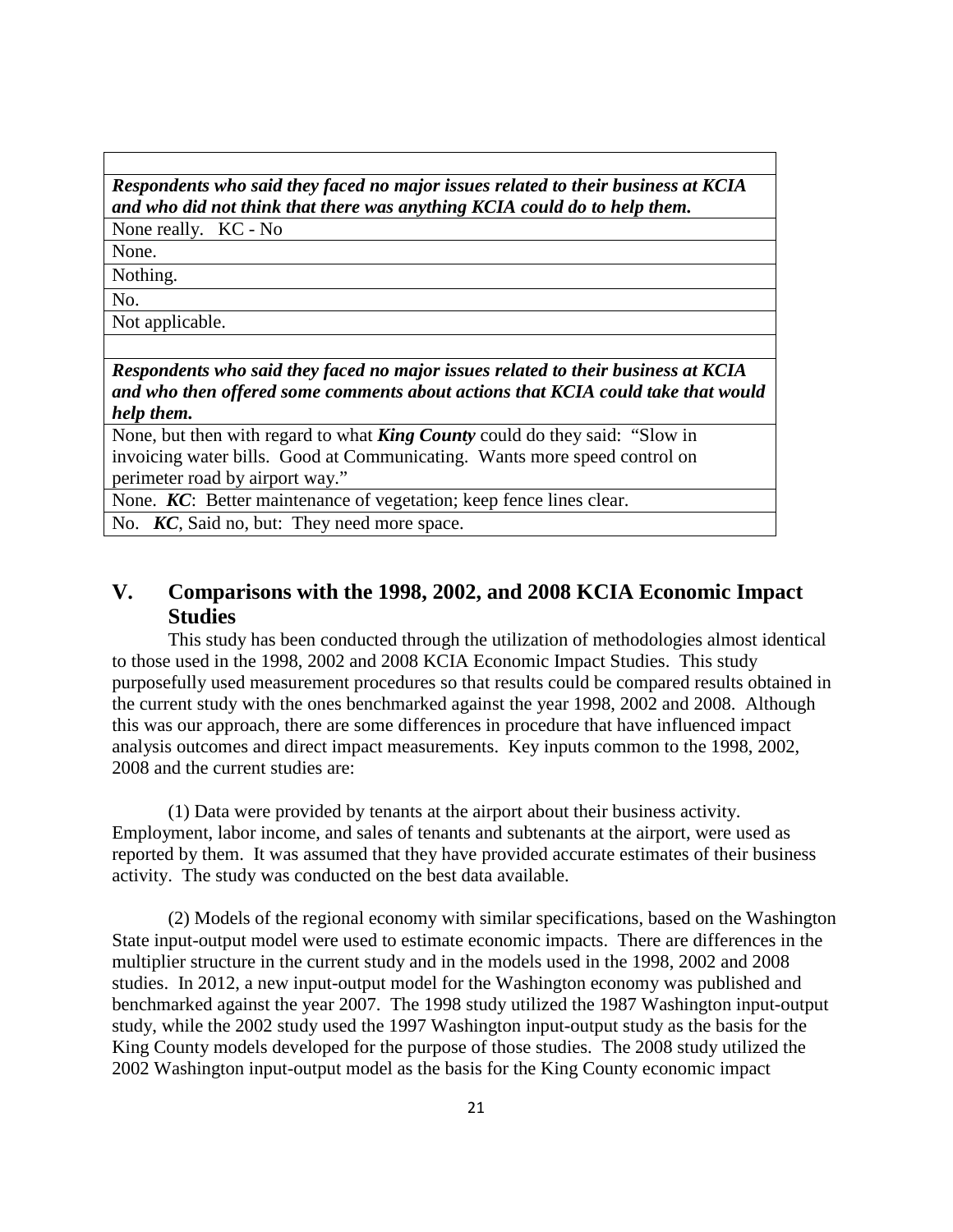| |
|---|
| ***Respondents who said they faced no major issues related to their business at KCIA and who did not think that there was anything KCIA could do to help them.*** |
| None really. KC - No |
| None. |
| Nothing. |
| No. |
| Not applicable. |
| |
| ***Respondents who said they faced no major issues related to their business at KCIA and who then offered some comments about actions that KCIA could take that would help them.*** |
| None, but then with regard to what ***King County*** could do they said: "Slow in invoicing water bills. Good at Communicating. Wants more speed control on perimeter road by airport way." |
| None. ***KC***: Better maintenance of vegetation; keep fence lines clear. |
| No. ***KC***, Said no, but: They need more space. |

## V. Comparisons with the 1998, 2002, and 2008 KCIA Economic Impact Studies

This study has been conducted through the utilization of methodologies almost identical to those used in the 1998, 2002 and 2008 KCIA Economic Impact Studies. This study purposefully used measurement procedures so that results could be compared results obtained in the current study with the ones benchmarked against the year 1998, 2002 and 2008. Although this was our approach, there are some differences in procedure that have influenced impact analysis outcomes and direct impact measurements. Key inputs common to the 1998, 2002, 2008 and the current studies are:

(1) Data were provided by tenants at the airport about their business activity. Employment, labor income, and sales of tenants and subtenants at the airport, were used as reported by them. It was assumed that they have provided accurate estimates of their business activity. The study was conducted on the best data available.

(2) Models of the regional economy with similar specifications, based on the Washington State input-output model were used to estimate economic impacts. There are differences in the multiplier structure in the current study and in the models used in the 1998, 2002 and 2008 studies. In 2012, a new input-output model for the Washington economy was published and benchmarked against the year 2007. The 1998 study utilized the 1987 Washington input-output study, while the 2002 study used the 1997 Washington input-output study as the basis for the King County models developed for the purpose of those studies. The 2008 study utilized the 2002 Washington input-output model as the basis for the King County economic impact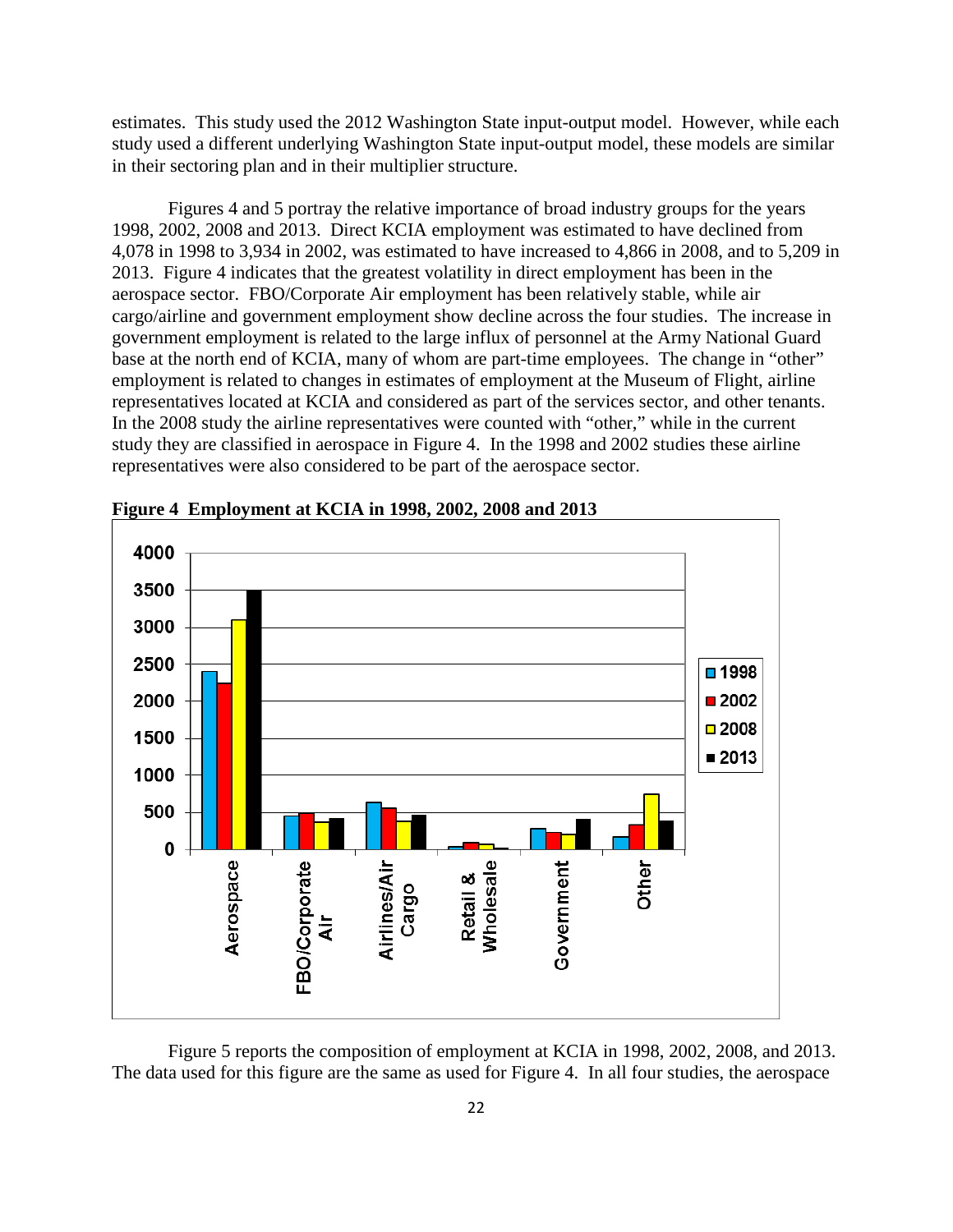estimates. This study used the 2012 Washington State input-output model. However, while each study used a different underlying Washington State input-output model, these models are similar in their sectoring plan and in their multiplier structure.

Figures 4 and 5 portray the relative importance of broad industry groups for the years 1998, 2002, 2008 and 2013. Direct KCIA employment was estimated to have declined from 4,078 in 1998 to 3,934 in 2002, was estimated to have increased to 4,866 in 2008, and to 5,209 in 2013. Figure 4 indicates that the greatest volatility in direct employment has been in the aerospace sector. FBO/Corporate Air employment has been relatively stable, while air cargo/airline and government employment show decline across the four studies. The increase in government employment is related to the large influx of personnel at the Army National Guard base at the north end of KCIA, many of whom are part-time employees. The change in "other" employment is related to changes in estimates of employment at the Museum of Flight, airline representatives located at KCIA and considered as part of the services sector, and other tenants. In the 2008 study the airline representatives were counted with "other," while in the current study they are classified in aerospace in Figure 4. In the 1998 and 2002 studies these airline representatives were also considered to be part of the aerospace sector.

**Figure 4 Employment at KCIA in 1998, 2002, 2008 and 2013**

Figure 5 reports the composition of employment at KCIA in 1998, 2002, 2008, and 2013. The data used for this figure are the same as used for Figure 4. In all four studies, the aerospace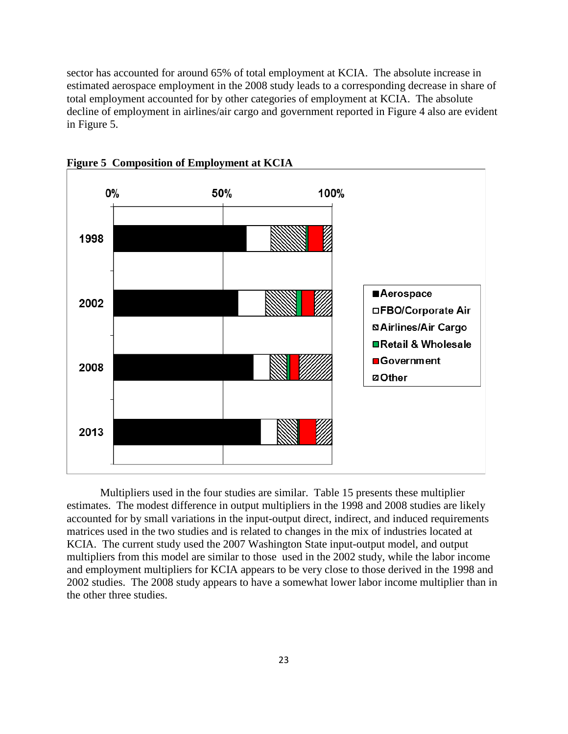sector has accounted for around 65% of total employment at KCIA. The absolute increase in estimated aerospace employment in the 2008 study leads to a corresponding decrease in share of total employment accounted for by other categories of employment at KCIA. The absolute decline of employment in airlines/air cargo and government reported in Figure 4 also are evident in Figure 5.

**Figure 5 Composition of Employment at KCIA**

Multipliers used in the four studies are similar. Table 15 presents these multiplier estimates. The modest difference in output multipliers in the 1998 and 2008 studies are likely accounted for by small variations in the input-output direct, indirect, and induced requirements matrices used in the two studies and is related to changes in the mix of industries located at KCIA. The current study used the 2007 Washington State input-output model, and output multipliers from this model are similar to those used in the 2002 study, while the labor income and employment multipliers for KCIA appears to be very close to those derived in the 1998 and 2002 studies. The 2008 study appears to have a somewhat lower labor income multiplier than in the other three studies.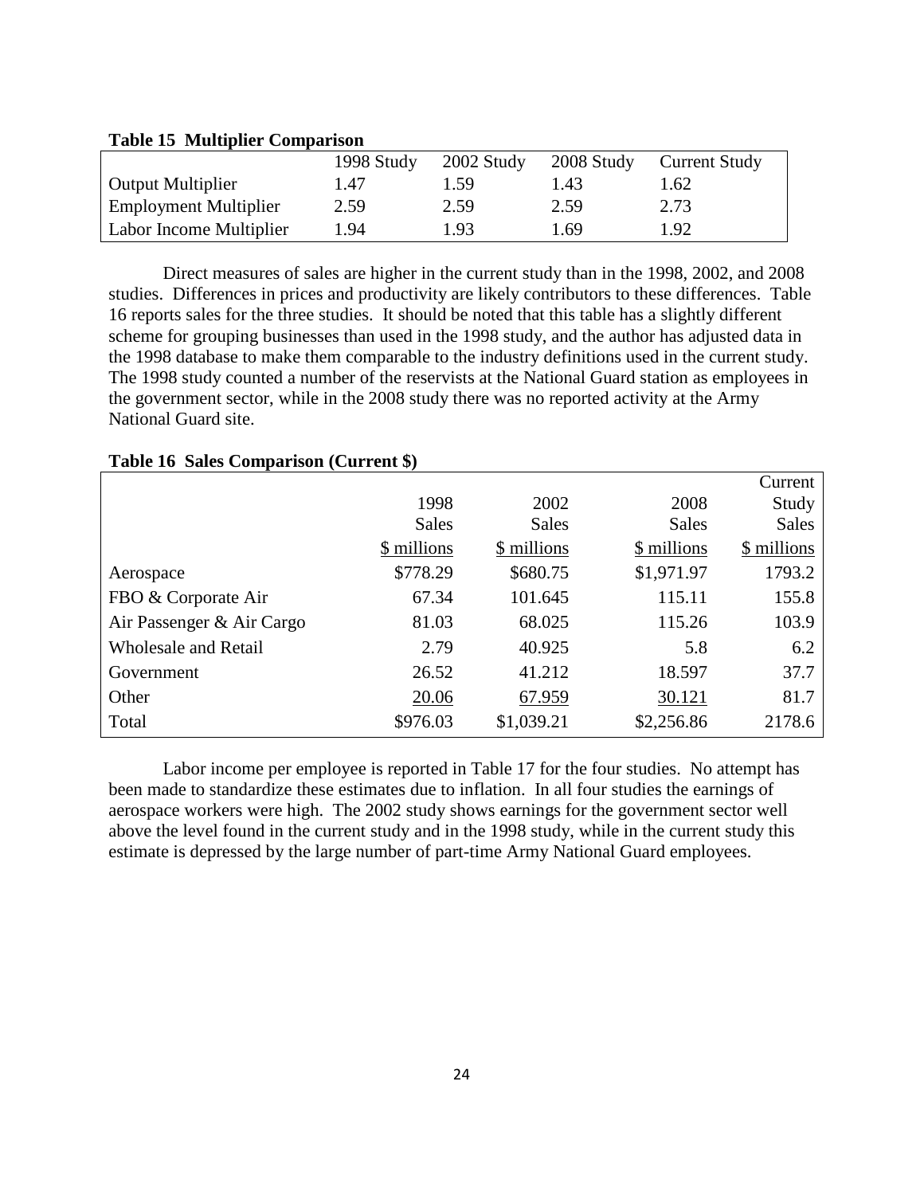**Table 15 Multiplier Comparison**

| | 1998 Study | 2002 Study | 2008 Study | Current Study |
|---|---|---|---|---|
| Output Multiplier | 1.47 | 1.59 | 1.43 | 1.62 |
| Employment Multiplier | 2.59 | 2.59 | 2.59 | 2.73 |
| Labor Income Multiplier | 1.94 | 1.93 | 1.69 | 1.92 |

Direct measures of sales are higher in the current study than in the 1998, 2002, and 2008 studies. Differences in prices and productivity are likely contributors to these differences. Table 16 reports sales for the three studies. It should be noted that this table has a slightly different scheme for grouping businesses than used in the 1998 study, and the author has adjusted data in the 1998 database to make them comparable to the industry definitions used in the current study. The 1998 study counted a number of the reservists at the National Guard station as employees in the government sector, while in the 2008 study there was no reported activity at the Army National Guard site.

**Table 16 Sales Comparison (Current $)**

| | 1998 Sales $ millions | 2002 Sales $ millions | 2008 Sales $ millions | Current Study Sales $ millions |
|---|---|---|---|---|
| Aerospace | $778.29 | $680.75 | $1,971.97 | 1793.2 |
| FBO & Corporate Air | 67.34 | 101.645 | 115.11 | 155.8 |
| Air Passenger & Air Cargo | 81.03 | 68.025 | 115.26 | 103.9 |
| Wholesale and Retail | 2.79 | 40.925 | 5.8 | 6.2 |
| Government | 26.52 | 41.212 | 18.597 | 37.7 |
| Other | 20.06 | 67.959 | 30.121 | 81.7 |
| Total | $976.03 | $1,039.21 | $2,256.86 | 2178.6 |

Labor income per employee is reported in Table 17 for the four studies. No attempt has been made to standardize these estimates due to inflation. In all four studies the earnings of aerospace workers were high. The 2002 study shows earnings for the government sector well above the level found in the current study and in the 1998 study, while in the current study this estimate is depressed by the large number of part-time Army National Guard employees.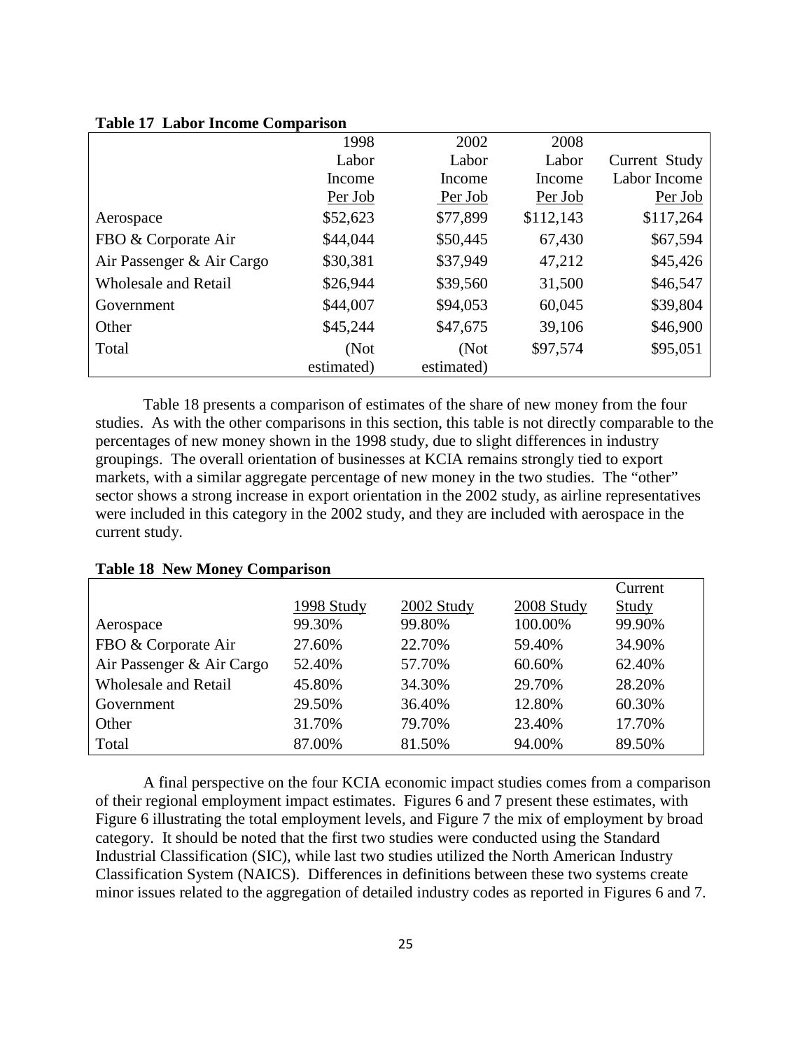**Table 17 Labor Income Comparison**

| | 1998 Labor Income Per Job | 2002 Labor Income Per Job | 2008 Labor Income Per Job | Current Study Labor Income Per Job |
|---|---|---|---|---|
| Aerospace | $52,623 | $77,899 | $112,143 | $117,264 |
| FBO & Corporate Air | $44,044 | $50,445 | 67,430 | $67,594 |
| Air Passenger & Air Cargo | $30,381 | $37,949 | 47,212 | $45,426 |
| Wholesale and Retail | $26,944 | $39,560 | 31,500 | $46,547 |
| Government | $44,007 | $94,053 | 60,045 | $39,804 |
| Other | $45,244 | $47,675 | 39,106 | $46,900 |
| Total | (Not estimated) | (Not estimated) | $97,574 | $95,051 |

Table 18 presents a comparison of estimates of the share of new money from the four studies. As with the other comparisons in this section, this table is not directly comparable to the percentages of new money shown in the 1998 study, due to slight differences in industry groupings. The overall orientation of businesses at KCIA remains strongly tied to export markets, with a similar aggregate percentage of new money in the two studies. The "other" sector shows a strong increase in export orientation in the 2002 study, as airline representatives were included in this category in the 2002 study, and they are included with aerospace in the current study.

**Table 18 New Money Comparison**

| | 1998 Study | 2002 Study | 2008 Study | Current Study |
|---|---|---|---|---|
| Aerospace | 99.30% | 99.80% | 100.00% | 99.90% |
| FBO & Corporate Air | 27.60% | 22.70% | 59.40% | 34.90% |
| Air Passenger & Air Cargo | 52.40% | 57.70% | 60.60% | 62.40% |
| Wholesale and Retail | 45.80% | 34.30% | 29.70% | 28.20% |
| Government | 29.50% | 36.40% | 12.80% | 60.30% |
| Other | 31.70% | 79.70% | 23.40% | 17.70% |
| Total | 87.00% | 81.50% | 94.00% | 89.50% |

A final perspective on the four KCIA economic impact studies comes from a comparison of their regional employment impact estimates. Figures 6 and 7 present these estimates, with Figure 6 illustrating the total employment levels, and Figure 7 the mix of employment by broad category. It should be noted that the first two studies were conducted using the Standard Industrial Classification (SIC), while last two studies utilized the North American Industry Classification System (NAICS). Differences in definitions between these two systems create minor issues related to the aggregation of detailed industry codes as reported in Figures 6 and 7.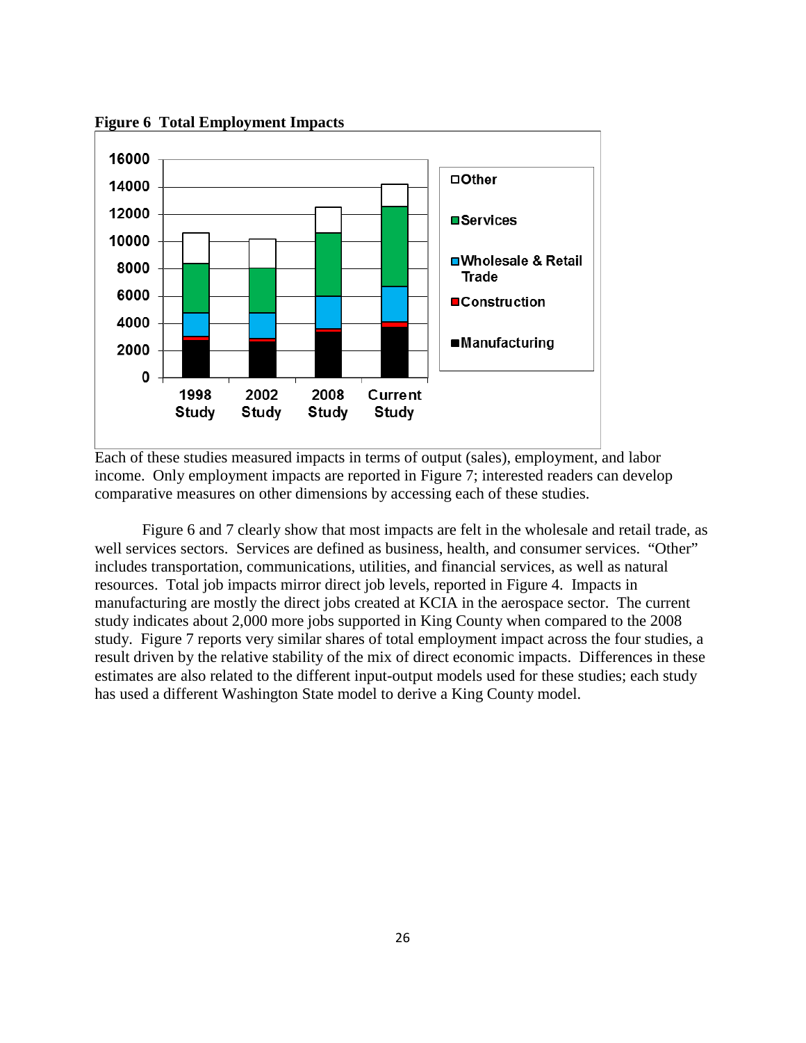**Figure 6 Total Employment Impacts**

Each of these studies measured impacts in terms of output (sales), employment, and labor income. Only employment impacts are reported in Figure 7; interested readers can develop comparative measures on other dimensions by accessing each of these studies.

Figure 6 and 7 clearly show that most impacts are felt in the wholesale and retail trade, as well services sectors. Services are defined as business, health, and consumer services. "Other" includes transportation, communications, utilities, and financial services, as well as natural resources. Total job impacts mirror direct job levels, reported in Figure 4. Impacts in manufacturing are mostly the direct jobs created at KCIA in the aerospace sector. The current study indicates about 2,000 more jobs supported in King County when compared to the 2008 study. Figure 7 reports very similar shares of total employment impact across the four studies, a result driven by the relative stability of the mix of direct economic impacts. Differences in these estimates are also related to the different input-output models used for these studies; each study has used a different Washington State model to derive a King County model.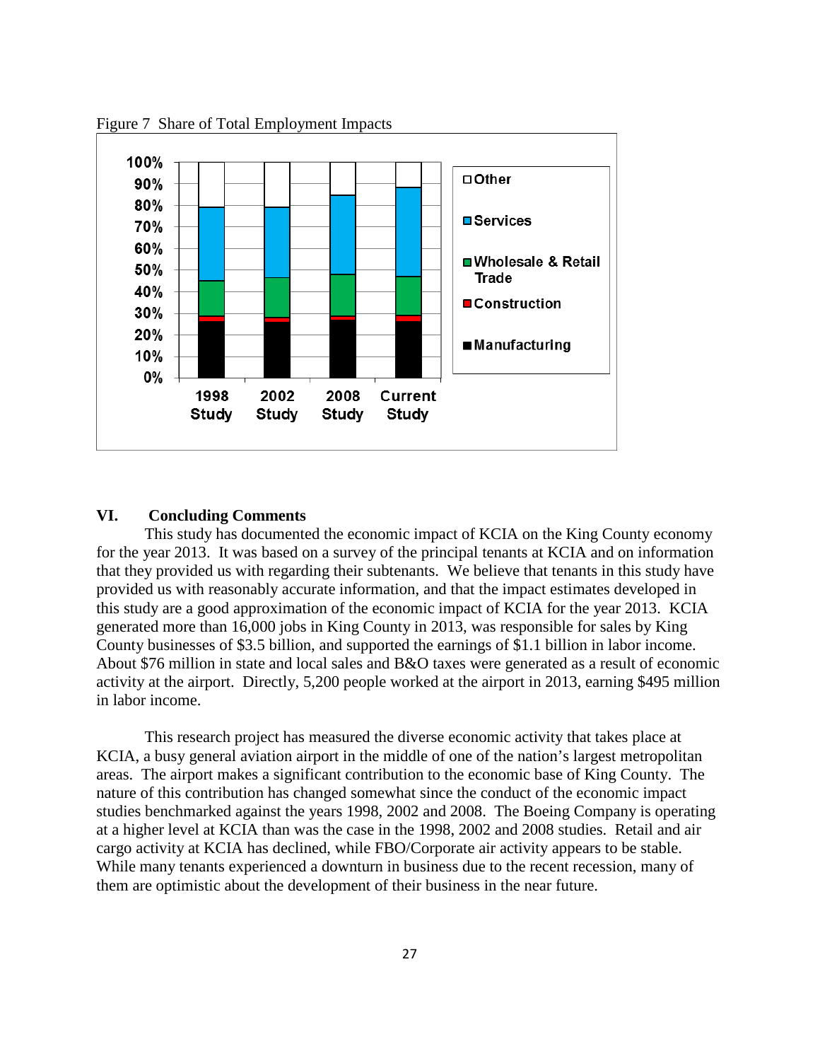Figure 7 Share of Total Employment Impacts

## VI. Concluding Comments

This study has documented the economic impact of KCIA on the King County economy for the year 2013. It was based on a survey of the principal tenants at KCIA and on information that they provided us with regarding their subtenants. We believe that tenants in this study have provided us with reasonably accurate information, and that the impact estimates developed in this study are a good approximation of the economic impact of KCIA for the year 2013. KCIA generated more than 16,000 jobs in King County in 2013, was responsible for sales by King County businesses of $3.5 billion, and supported the earnings of $1.1 billion in labor income. About $76 million in state and local sales and B&O taxes were generated as a result of economic activity at the airport. Directly, 5,200 people worked at the airport in 2013, earning $495 million in labor income.

This research project has measured the diverse economic activity that takes place at KCIA, a busy general aviation airport in the middle of one of the nation's largest metropolitan areas. The airport makes a significant contribution to the economic base of King County. The nature of this contribution has changed somewhat since the conduct of the economic impact studies benchmarked against the years 1998, 2002 and 2008. The Boeing Company is operating at a higher level at KCIA than was the case in the 1998, 2002 and 2008 studies. Retail and air cargo activity at KCIA has declined, while FBO/Corporate air activity appears to be stable. While many tenants experienced a downturn in business due to the recent recession, many of them are optimistic about the development of their business in the near future.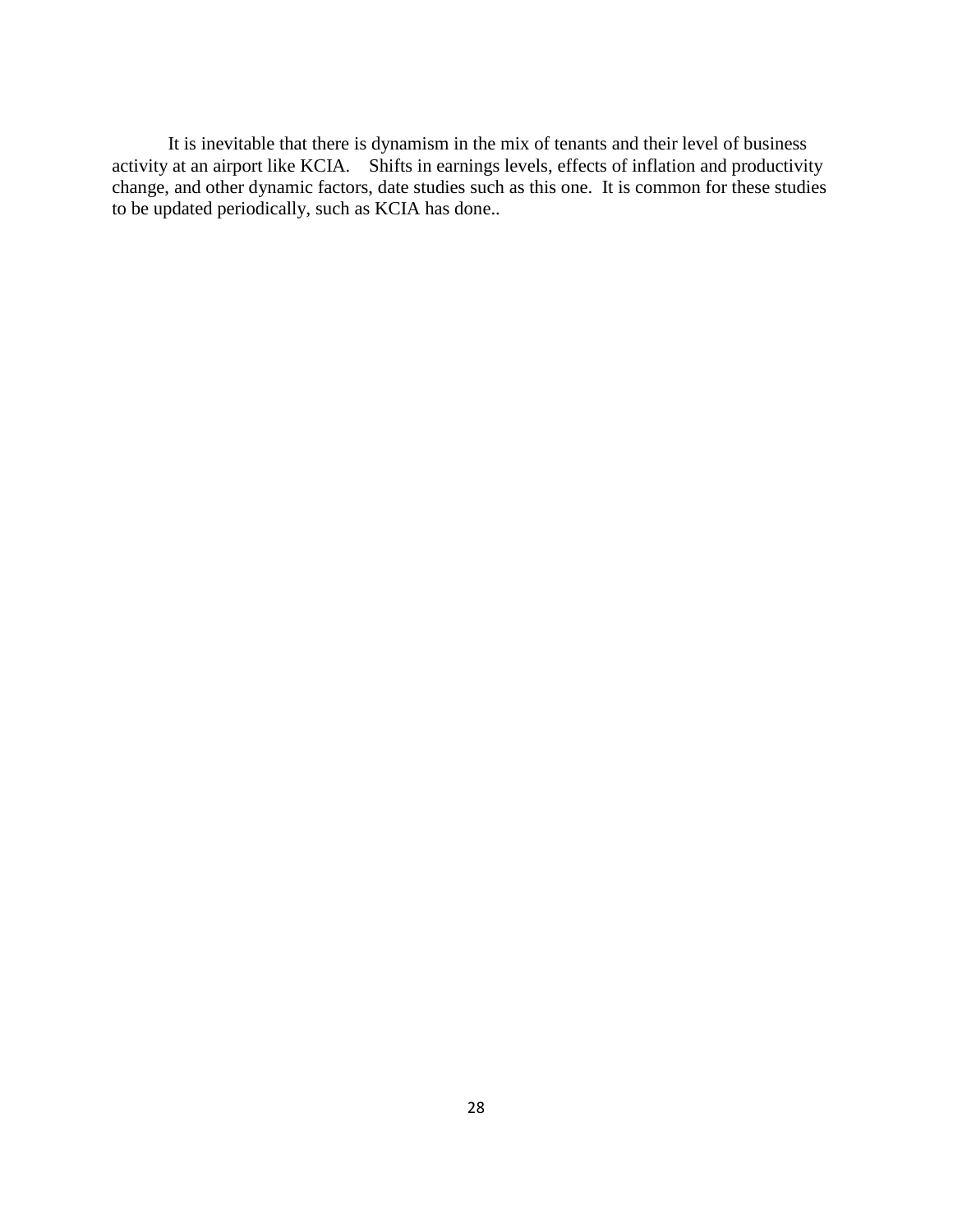It is inevitable that there is dynamism in the mix of tenants and their level of business activity at an airport like KCIA. Shifts in earnings levels, effects of inflation and productivity change, and other dynamic factors, date studies such as this one. It is common for these studies to be updated periodically, such as KCIA has done..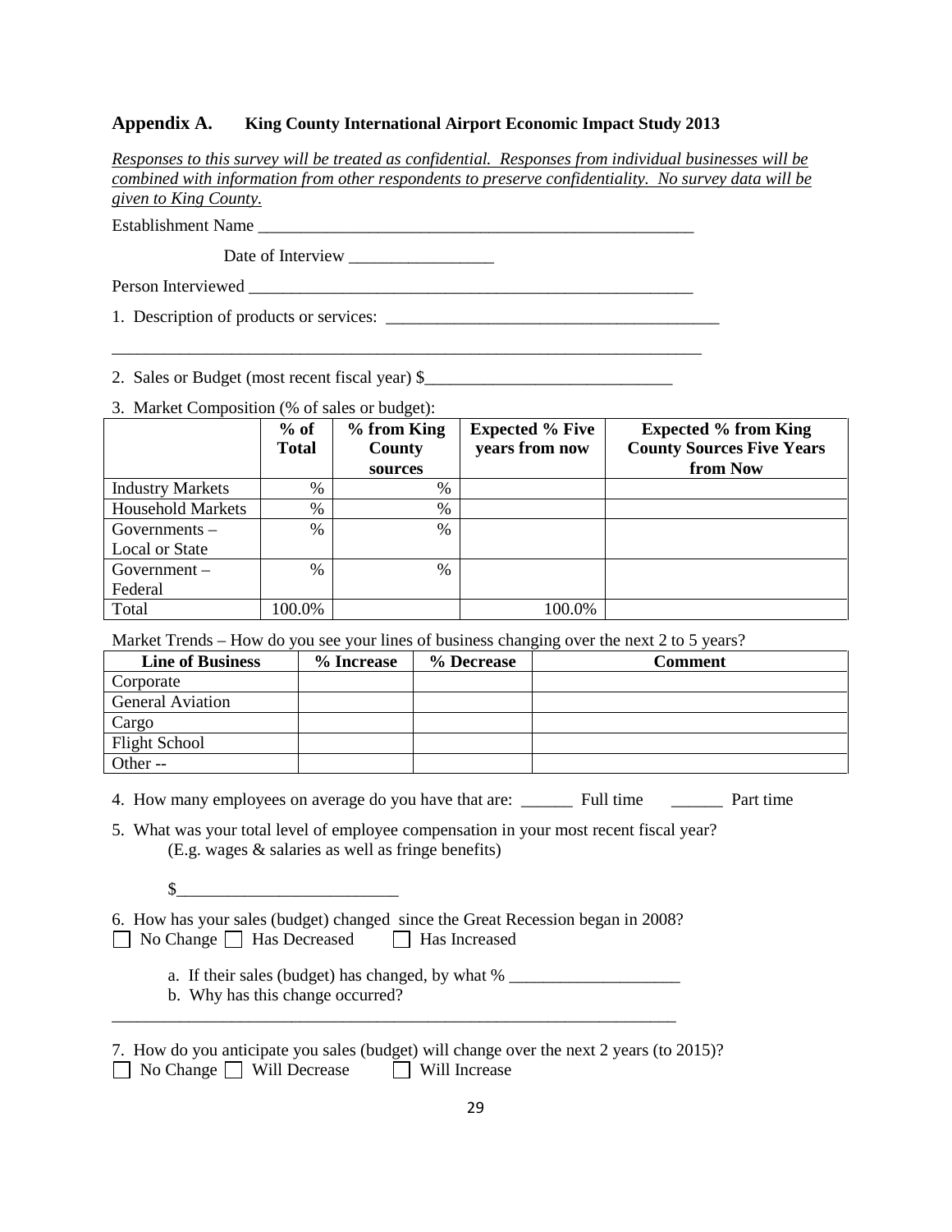## Appendix A. King County International Airport Economic Impact Study 2013

*Responses to this survey will be treated as confidential. Responses from individual businesses will be combined with information from other respondents to preserve confidentiality. No survey data will be given to King County.*

Establishment Name ______________________________________________________

Date of Interview _________________

Person Interviewed ______________________________________________________

1. Description of products or services: ________________________________________

_________________________________________________________________________

2. Sales or Budget (most recent fiscal year) $_____________________________

3. Market Composition (% of sales or budget):

| | % of Total | % from King County sources | Expected % Five years from now | Expected % from King County Sources Five Years from Now |
|---|---|---|---|---|
| Industry Markets | % | % | | |
| Household Markets | % | % | | |
| Governments – Local or State | % | % | | |
| Government – Federal | % | % | | |
| Total | 100.0% | | 100.0% | |

Market Trends – How do you see your lines of business changing over the next 2 to 5 years?

| Line of Business | % Increase | % Decrease | Comment |
|---|---|---|---|
| Corporate | | | |
| General Aviation | | | |
| Cargo | | | |
| Flight School | | | |
| Other -- | | | |

4. How many employees on average do you have that are: ______ Full time ______ Part time

5. What was your total level of employee compensation in your most recent fiscal year? (E.g. wages & salaries as well as fringe benefits)

   $_________________________

6. How has your sales (budget) changed since the Great Recession began in 2008?
☐ No Change ☐ Has Decreased ☐ Has Increased

   a. If their sales (budget) has changed, by what % ____________________
   b. Why has this change occurred?

_________________________________________________________________________

7. How do you anticipate you sales (budget) will change over the next 2 years (to 2015)?
☐ No Change ☐ Will Decrease ☐ Will Increase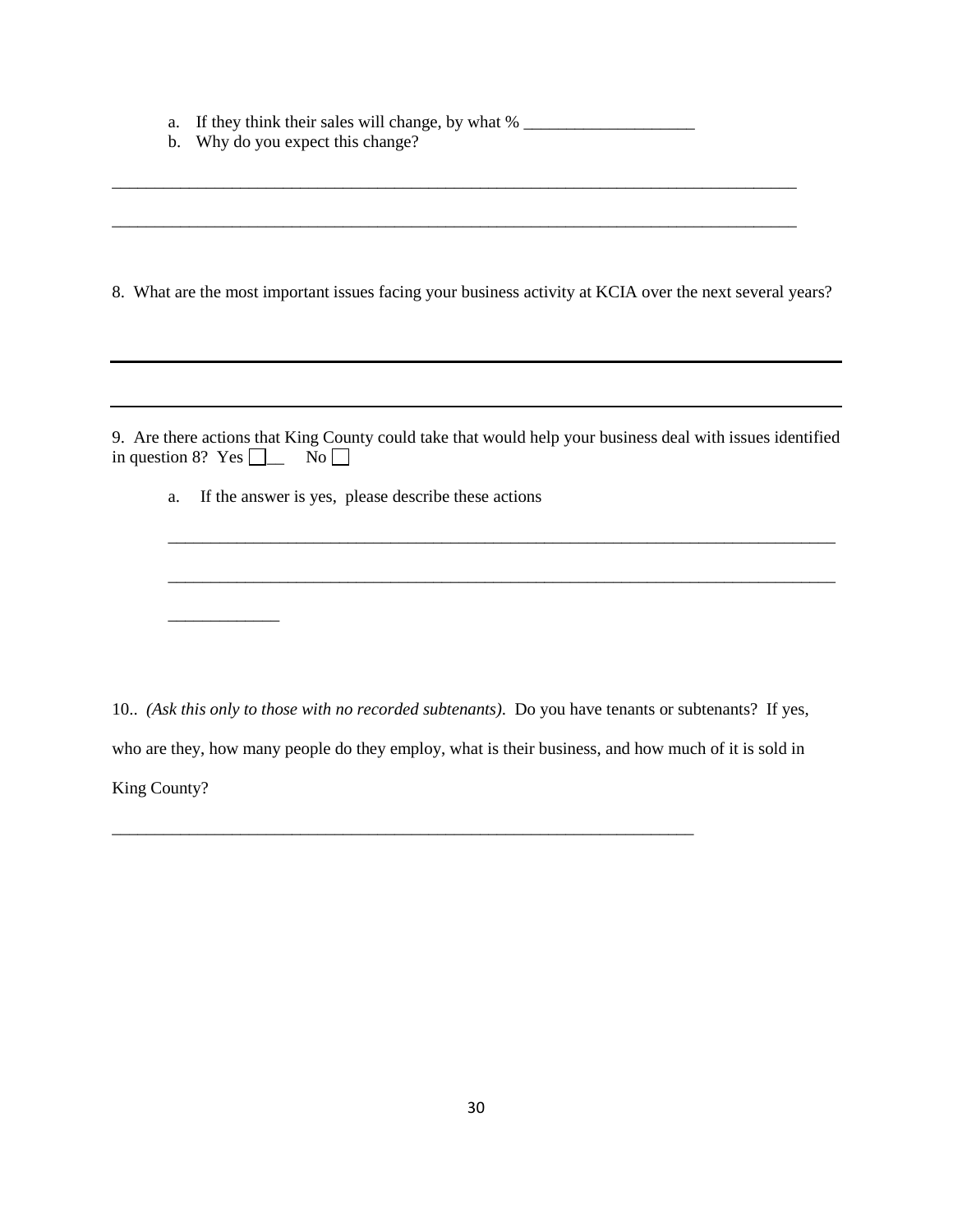a. If they think their sales will change, by what % ____________________
b. Why do you expect this change?

________________________________________________________________________________

________________________________________________________________________________

8. What are the most important issues facing your business activity at KCIA over the next several years?

________________________________________________________________________________

________________________________________________________________________________

9. Are there actions that King County could take that would help your business deal with issues identified in question 8? Yes ☐__ No ☐

a. If the answer is yes, please describe these actions

________________________________________________________________________________

________________________________________________________________________________

_____________

10.. *(Ask this only to those with no recorded subtenants).* Do you have tenants or subtenants? If yes, who are they, how many people do they employ, what is their business, and how much of it is sold in King County?

____________________________________________________________________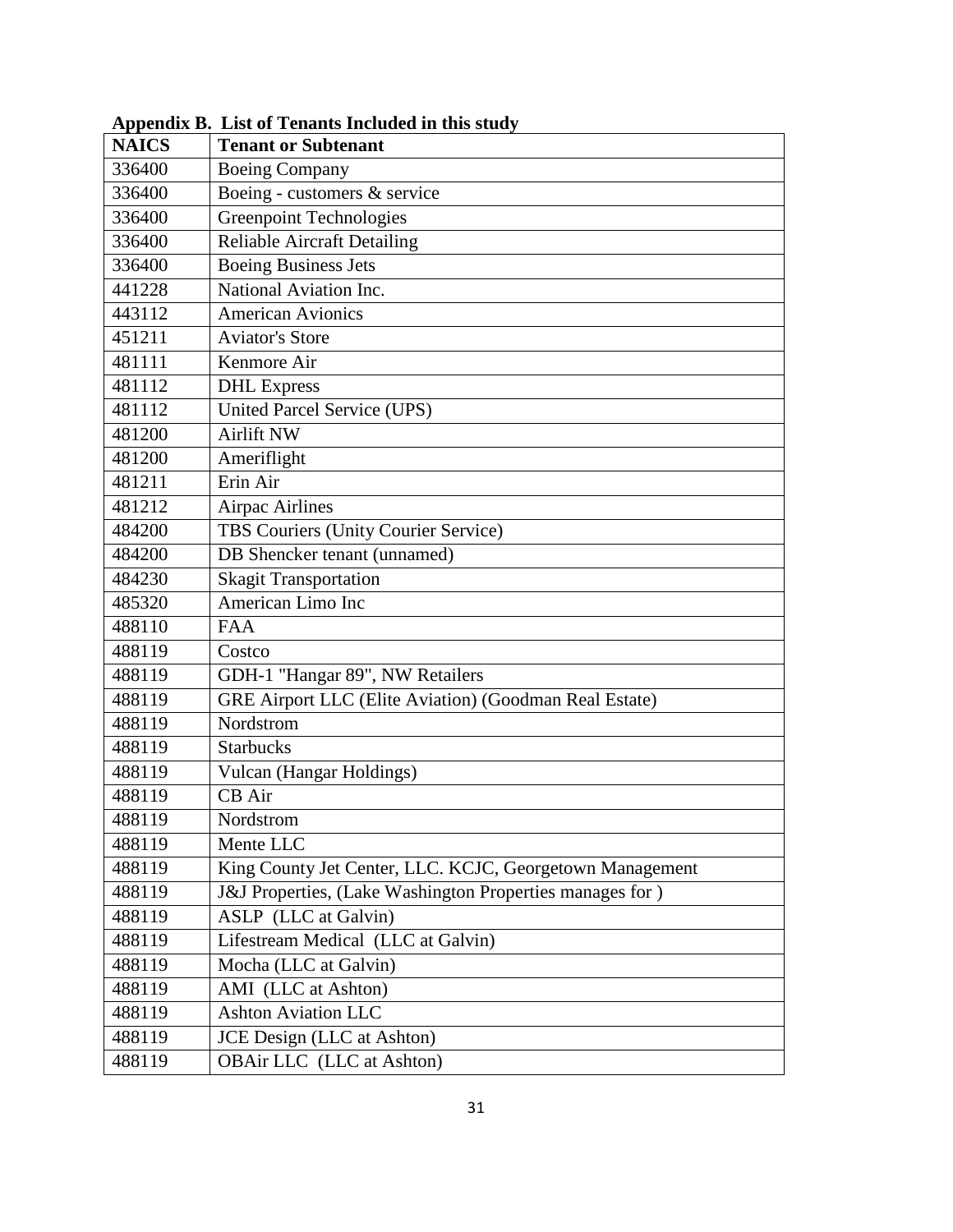**Appendix B. List of Tenants Included in this study**

| NAICS | Tenant or Subtenant |
| --- | --- |
| 336400 | Boeing Company |
| 336400 | Boeing - customers & service |
| 336400 | Greenpoint Technologies |
| 336400 | Reliable Aircraft Detailing |
| 336400 | Boeing Business Jets |
| 441228 | National Aviation Inc. |
| 443112 | American Avionics |
| 451211 | Aviator's Store |
| 481111 | Kenmore Air |
| 481112 | DHL Express |
| 481112 | United Parcel Service (UPS) |
| 481200 | Airlift NW |
| 481200 | Ameriflight |
| 481211 | Erin Air |
| 481212 | Airpac Airlines |
| 484200 | TBS Couriers (Unity Courier Service) |
| 484200 | DB Shencker tenant (unnamed) |
| 484230 | Skagit Transportation |
| 485320 | American Limo Inc |
| 488110 | FAA |
| 488119 | Costco |
| 488119 | GDH-1 "Hangar 89", NW Retailers |
| 488119 | GRE Airport LLC (Elite Aviation) (Goodman Real Estate) |
| 488119 | Nordstrom |
| 488119 | Starbucks |
| 488119 | Vulcan (Hangar Holdings) |
| 488119 | CB Air |
| 488119 | Nordstrom |
| 488119 | Mente LLC |
| 488119 | King County Jet Center, LLC. KCJC, Georgetown Management |
| 488119 | J&J Properties, (Lake Washington Properties manages for ) |
| 488119 | ASLP (LLC at Galvin) |
| 488119 | Lifestream Medical (LLC at Galvin) |
| 488119 | Mocha (LLC at Galvin) |
| 488119 | AMI (LLC at Ashton) |
| 488119 | Ashton Aviation LLC |
| 488119 | JCE Design (LLC at Ashton) |
| 488119 | OBAir LLC (LLC at Ashton) |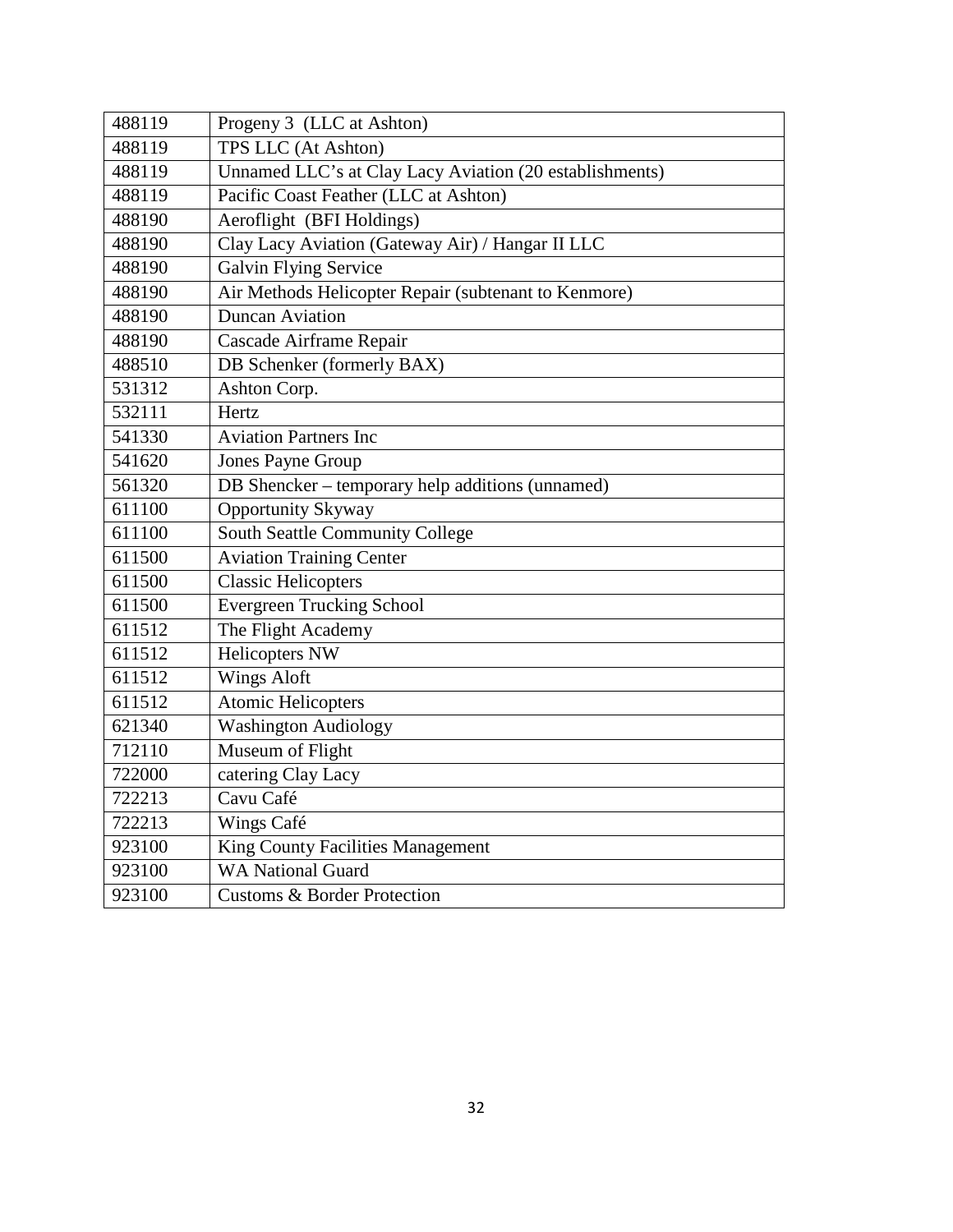| | |
|---|---|
| 488119 | Progeny 3 (LLC at Ashton) |
| 488119 | TPS LLC (At Ashton) |
| 488119 | Unnamed LLC's at Clay Lacy Aviation (20 establishments) |
| 488119 | Pacific Coast Feather (LLC at Ashton) |
| 488190 | Aeroflight (BFI Holdings) |
| 488190 | Clay Lacy Aviation (Gateway Air) / Hangar II LLC |
| 488190 | Galvin Flying Service |
| 488190 | Air Methods Helicopter Repair (subtenant to Kenmore) |
| 488190 | Duncan Aviation |
| 488190 | Cascade Airframe Repair |
| 488510 | DB Schenker (formerly BAX) |
| 531312 | Ashton Corp. |
| 532111 | Hertz |
| 541330 | Aviation Partners Inc |
| 541620 | Jones Payne Group |
| 561320 | DB Shencker – temporary help additions (unnamed) |
| 611100 | Opportunity Skyway |
| 611100 | South Seattle Community College |
| 611500 | Aviation Training Center |
| 611500 | Classic Helicopters |
| 611500 | Evergreen Trucking School |
| 611512 | The Flight Academy |
| 611512 | Helicopters NW |
| 611512 | Wings Aloft |
| 611512 | Atomic Helicopters |
| 621340 | Washington Audiology |
| 712110 | Museum of Flight |
| 722000 | catering Clay Lacy |
| 722213 | Cavu Café |
| 722213 | Wings Café |
| 923100 | King County Facilities Management |
| 923100 | WA National Guard |
| 923100 | Customs & Border Protection |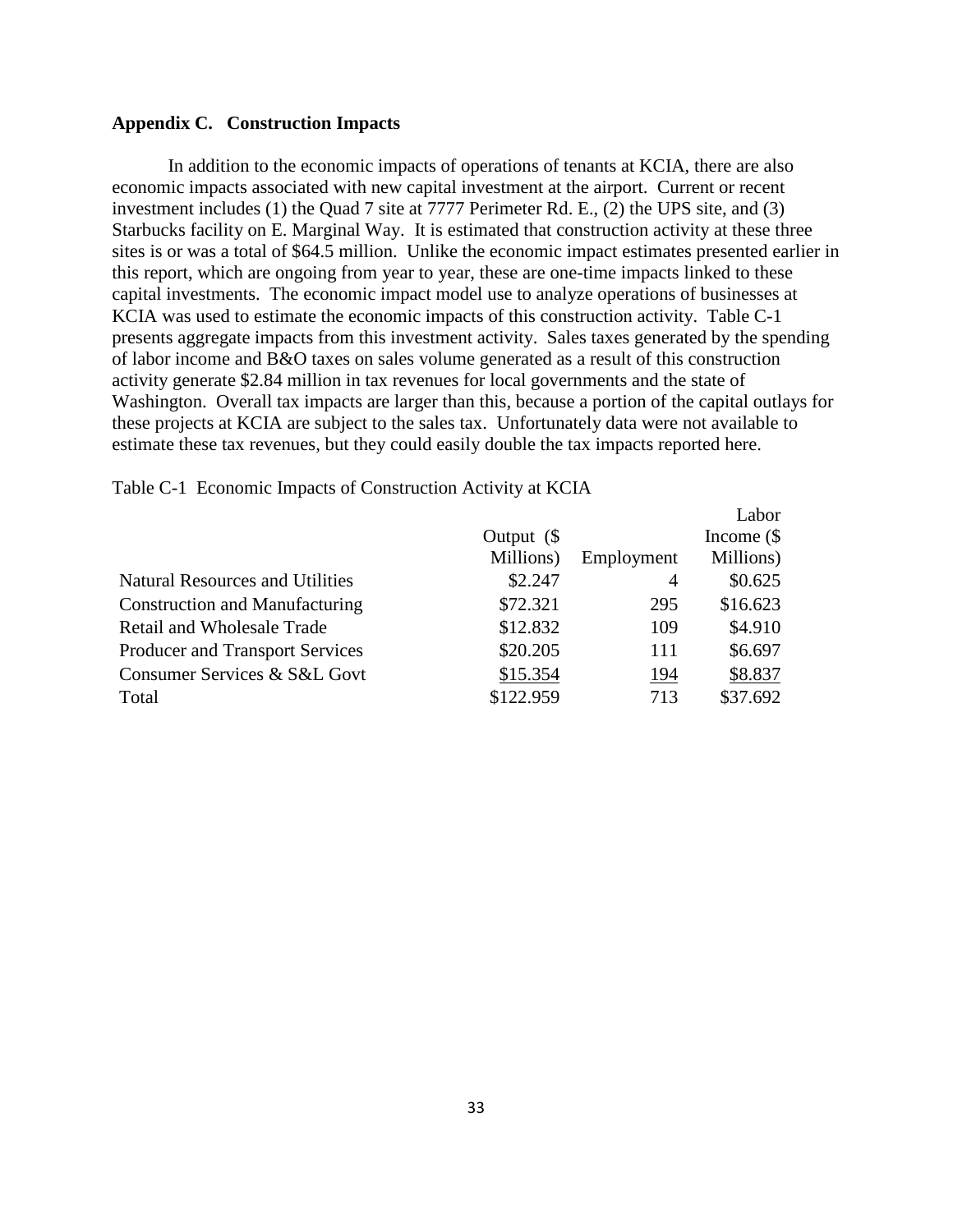## Appendix C. Construction Impacts

In addition to the economic impacts of operations of tenants at KCIA, there are also economic impacts associated with new capital investment at the airport. Current or recent investment includes (1) the Quad 7 site at 7777 Perimeter Rd. E., (2) the UPS site, and (3) Starbucks facility on E. Marginal Way. It is estimated that construction activity at these three sites is or was a total of $64.5 million. Unlike the economic impact estimates presented earlier in this report, which are ongoing from year to year, these are one-time impacts linked to these capital investments. The economic impact model use to analyze operations of businesses at KCIA was used to estimate the economic impacts of this construction activity. Table C-1 presents aggregate impacts from this investment activity. Sales taxes generated by the spending of labor income and B&O taxes on sales volume generated as a result of this construction activity generate $2.84 million in tax revenues for local governments and the state of Washington. Overall tax impacts are larger than this, because a portion of the capital outlays for these projects at KCIA are subject to the sales tax. Unfortunately data were not available to estimate these tax revenues, but they could easily double the tax impacts reported here.

Table C-1 Economic Impacts of Construction Activity at KCIA

| | Output ($ Millions) | Employment | Labor Income ($ Millions) |
|---|---|---|---|
| Natural Resources and Utilities | $2.247 | 4 | $0.625 |
| Construction and Manufacturing | $72.321 | 295 | $16.623 |
| Retail and Wholesale Trade | $12.832 | 109 | $4.910 |
| Producer and Transport Services | $20.205 | 111 | $6.697 |
| Consumer Services & S&L Govt | $15.354 | 194 | $8.837 |
| Total | $122.959 | 713 | $37.692 |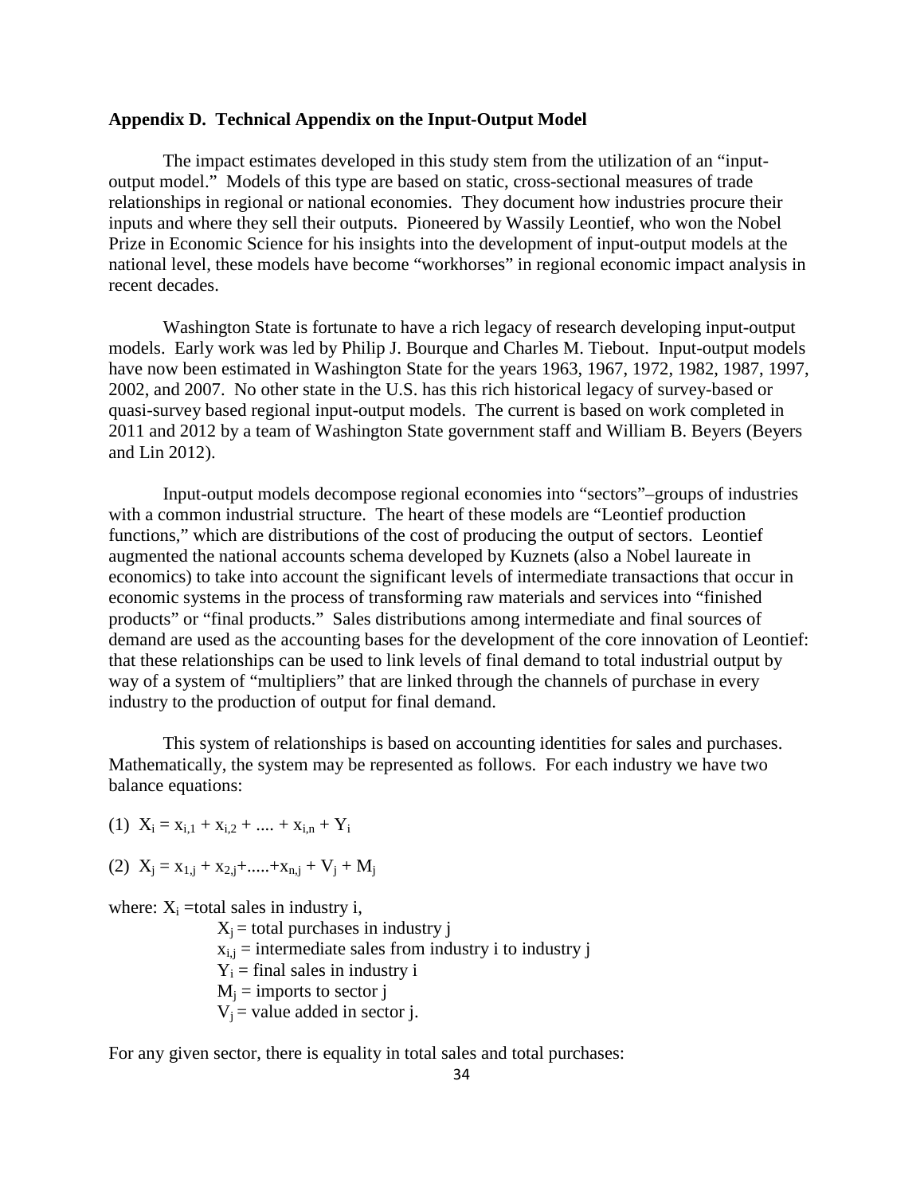### Appendix D. Technical Appendix on the Input-Output Model

The impact estimates developed in this study stem from the utilization of an "input-output model." Models of this type are based on static, cross-sectional measures of trade relationships in regional or national economies. They document how industries procure their inputs and where they sell their outputs. Pioneered by Wassily Leontief, who won the Nobel Prize in Economic Science for his insights into the development of input-output models at the national level, these models have become "workhorses" in regional economic impact analysis in recent decades.

Washington State is fortunate to have a rich legacy of research developing input-output models. Early work was led by Philip J. Bourque and Charles M. Tiebout. Input-output models have now been estimated in Washington State for the years 1963, 1967, 1972, 1982, 1987, 1997, 2002, and 2007. No other state in the U.S. has this rich historical legacy of survey-based or quasi-survey based regional input-output models. The current is based on work completed in 2011 and 2012 by a team of Washington State government staff and William B. Beyers (Beyers and Lin 2012).

Input-output models decompose regional economies into "sectors"–groups of industries with a common industrial structure. The heart of these models are "Leontief production functions," which are distributions of the cost of producing the output of sectors. Leontief augmented the national accounts schema developed by Kuznets (also a Nobel laureate in economics) to take into account the significant levels of intermediate transactions that occur in economic systems in the process of transforming raw materials and services into "finished products" or "final products." Sales distributions among intermediate and final sources of demand are used as the accounting bases for the development of the core innovation of Leontief: that these relationships can be used to link levels of final demand to total industrial output by way of a system of "multipliers" that are linked through the channels of purchase in every industry to the production of output for final demand.

This system of relationships is based on accounting identities for sales and purchases. Mathematically, the system may be represented as follows. For each industry we have two balance equations:

(1) $X_i = x_{i,1} + x_{i,2} + .... + x_{i,n} + Y_i$

(2) $X_j = x_{1,j} + x_{2,j} + ..... + x_{n,j} + V_j + M_j$

where: $X_i$ =total sales in industry i,

$X_j$ = total purchases in industry j

$x_{i,j}$ = intermediate sales from industry i to industry j

$Y_i$ = final sales in industry i

$M_j$ = imports to sector j

$V_j$ = value added in sector j.

For any given sector, there is equality in total sales and total purchases: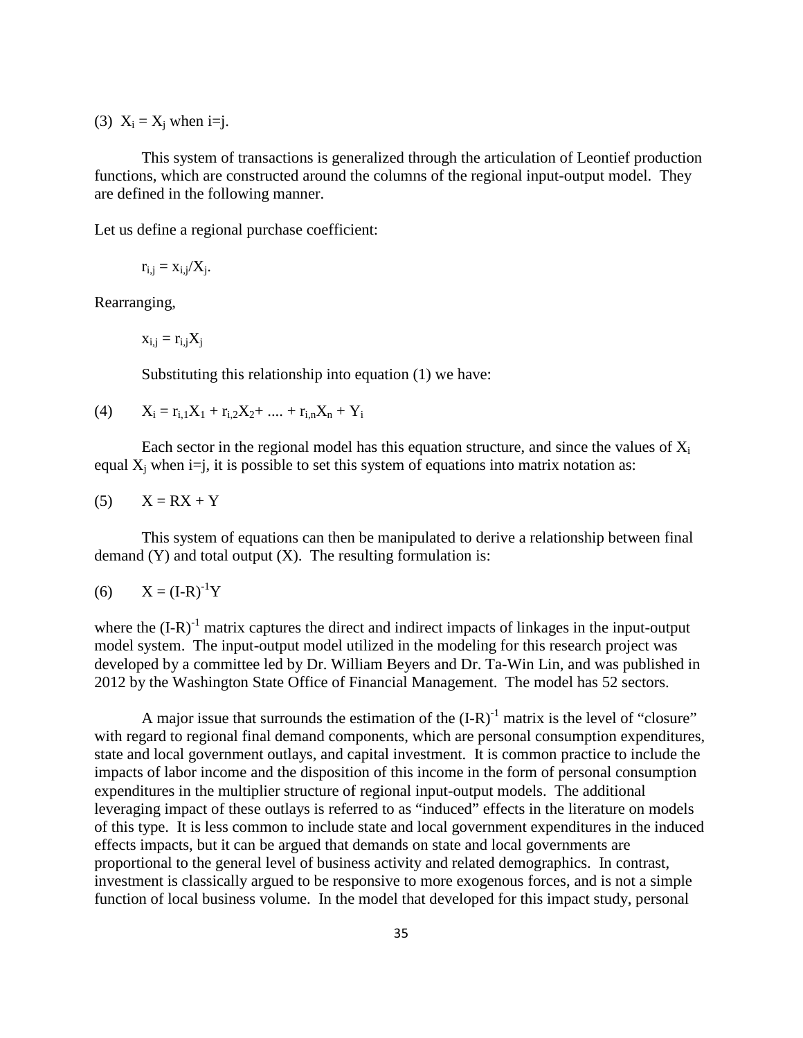(3) $X_i = X_j$ when i=j.

This system of transactions is generalized through the articulation of Leontief production functions, which are constructed around the columns of the regional input-output model. They are defined in the following manner.

Let us define a regional purchase coefficient:

$$r_{i,j} = x_{i,j}/X_j.$$

Rearranging,

$$x_{i,j} = r_{i,j}X_j$$

Substituting this relationship into equation (1) we have:

(4) $X_i = r_{i,1}X_1 + r_{i,2}X_2 + .... + r_{i,n}X_n + Y_i$

Each sector in the regional model has this equation structure, and since the values of $X_i$ equal $X_j$ when i=j, it is possible to set this system of equations into matrix notation as:

(5) $X = RX + Y$

This system of equations can then be manipulated to derive a relationship between final demand (Y) and total output (X). The resulting formulation is:

(6) $X = (I-R)^{-1}Y$

where the $(I-R)^{-1}$ matrix captures the direct and indirect impacts of linkages in the input-output model system. The input-output model utilized in the modeling for this research project was developed by a committee led by Dr. William Beyers and Dr. Ta-Win Lin, and was published in 2012 by the Washington State Office of Financial Management. The model has 52 sectors.

A major issue that surrounds the estimation of the $(I-R)^{-1}$ matrix is the level of "closure" with regard to regional final demand components, which are personal consumption expenditures, state and local government outlays, and capital investment. It is common practice to include the impacts of labor income and the disposition of this income in the form of personal consumption expenditures in the multiplier structure of regional input-output models. The additional leveraging impact of these outlays is referred to as "induced" effects in the literature on models of this type. It is less common to include state and local government expenditures in the induced effects impacts, but it can be argued that demands on state and local governments are proportional to the general level of business activity and related demographics. In contrast, investment is classically argued to be responsive to more exogenous forces, and is not a simple function of local business volume. In the model that developed for this impact study, personal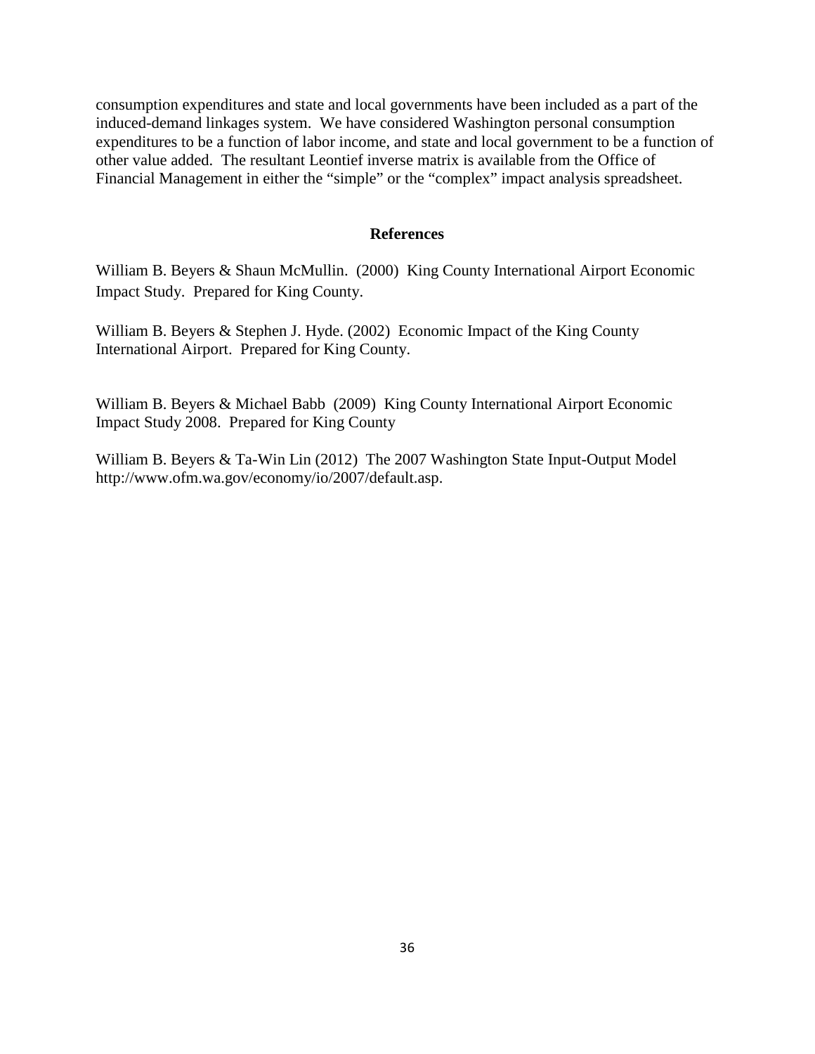consumption expenditures and state and local governments have been included as a part of the induced-demand linkages system. We have considered Washington personal consumption expenditures to be a function of labor income, and state and local government to be a function of other value added. The resultant Leontief inverse matrix is available from the Office of Financial Management in either the "simple" or the "complex" impact analysis spreadsheet.

## References

William B. Beyers & Shaun McMullin. (2000) King County International Airport Economic Impact Study. Prepared for King County.

William B. Beyers & Stephen J. Hyde. (2002) Economic Impact of the King County International Airport. Prepared for King County.

William B. Beyers & Michael Babb (2009) King County International Airport Economic Impact Study 2008. Prepared for King County

William B. Beyers & Ta-Win Lin (2012) The 2007 Washington State Input-Output Model http://www.ofm.wa.gov/economy/io/2007/default.asp.